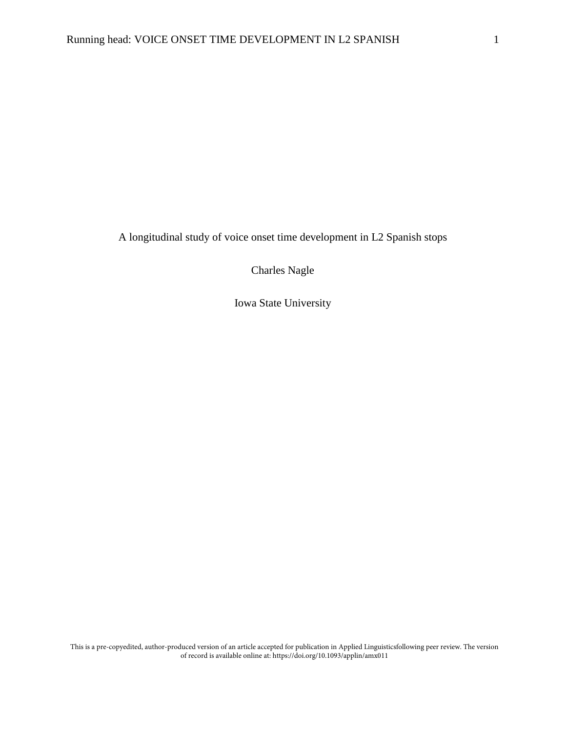# A longitudinal study of voice onset time development in L2 Spanish stops

Charles Nagle

Iowa State University

This is a pre-copyedited, author-produced version of an article accepted for publication in Applied Linguisticsfollowing peer review. The version of record is available online at: https://doi.org/10.1093/applin/amx011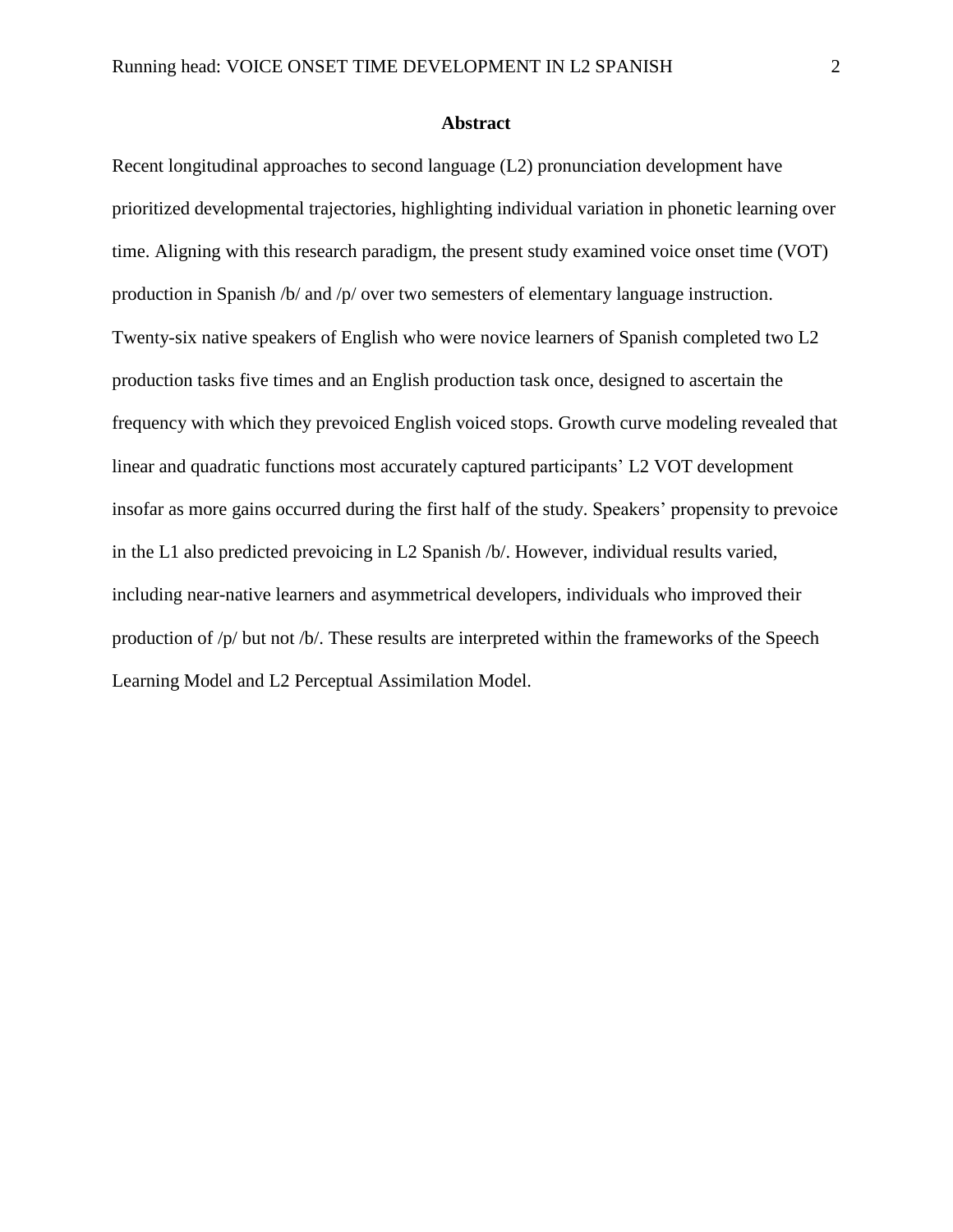## Abstract

Recent longitudinal approaches to second language (L2) pronunciation development have prioritized developmental trajectories, highlighting individual variation in phonetic learning over time. Aligning with this research paradigm, the present study examined voice onset time (VOT) production in Spanish /b/ and /p/ over two semesters of elementary language instruction. Twenty-six native speakers of English who were novice learners of Spanish completed two L2 production tasks five times and an English production task once, designed to ascertain the frequency with which they prevoiced English voiced stops. Growth curve modeling revealed that linear and quadratic functions most accurately captured participants' L2 VOT development insofar as more gains occurred during the first half of the study. Speakers' propensity to prevoice in the L1 also predicted prevoicing in L2 Spanish /b/. However, individual results varied, including near-native learners and asymmetrical developers, individuals who improved their production of /p/ but not /b/. These results are interpreted within the frameworks of the Speech Learning Model and L2 Perceptual Assimilation Model.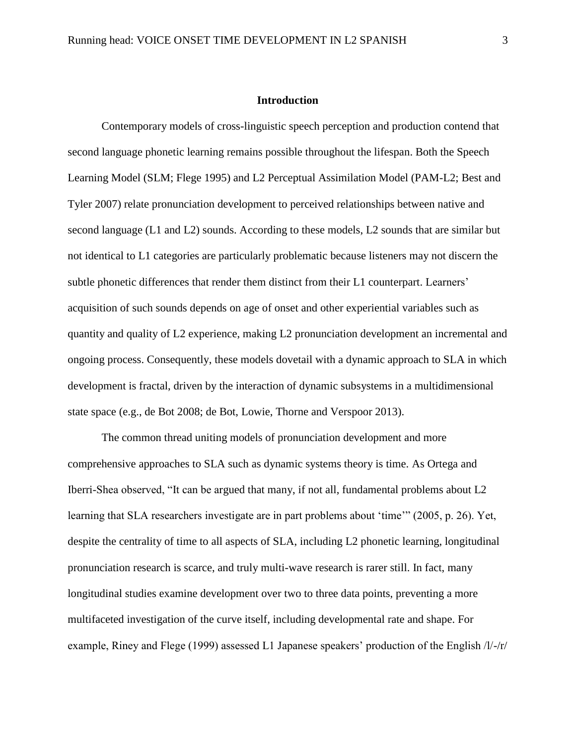## Introduction

Contemporary models of cross-linguistic speech perception and production contend that second language phonetic learning remains possible throughout the lifespan. Both the Speech Learning Model (SLM; Flege 1995) and L2 Perceptual Assimilation Model (PAM-L2; Best and Tyler 2007) relate pronunciation development to perceived relationships between native and second language (L1 and L2) sounds. According to these models, L2 sounds that are similar but not identical to L1 categories are particularly problematic because listeners may not discern the subtle phonetic differences that render them distinct from their L1 counterpart. Learners' acquisition of such sounds depends on age of onset and other experiential variables such as quantity and quality of L2 experience, making L2 pronunciation development an incremental and ongoing process. Consequently, these models dovetail with a dynamic approach to SLA in which development is fractal, driven by the interaction of dynamic subsystems in a multidimensional state space (e.g., de Bot 2008; de Bot, Lowie, Thorne and Verspoor 2013).

The common thread uniting models of pronunciation development and more comprehensive approaches to SLA such as dynamic systems theory is time. As Ortega and Iberri-Shea observed, "It can be argued that many, if not all, fundamental problems about L2 learning that SLA researchers investigate are in part problems about 'time'" (2005, p. 26). Yet, despite the centrality of time to all aspects of SLA, including L2 phonetic learning, longitudinal pronunciation research is scarce, and truly multi-wave research is rarer still. In fact, many longitudinal studies examine development over two to three data points, preventing a more multifaceted investigation of the curve itself, including developmental rate and shape. For example, Riney and Flege (1999) assessed L1 Japanese speakers' production of the English /l/-/r/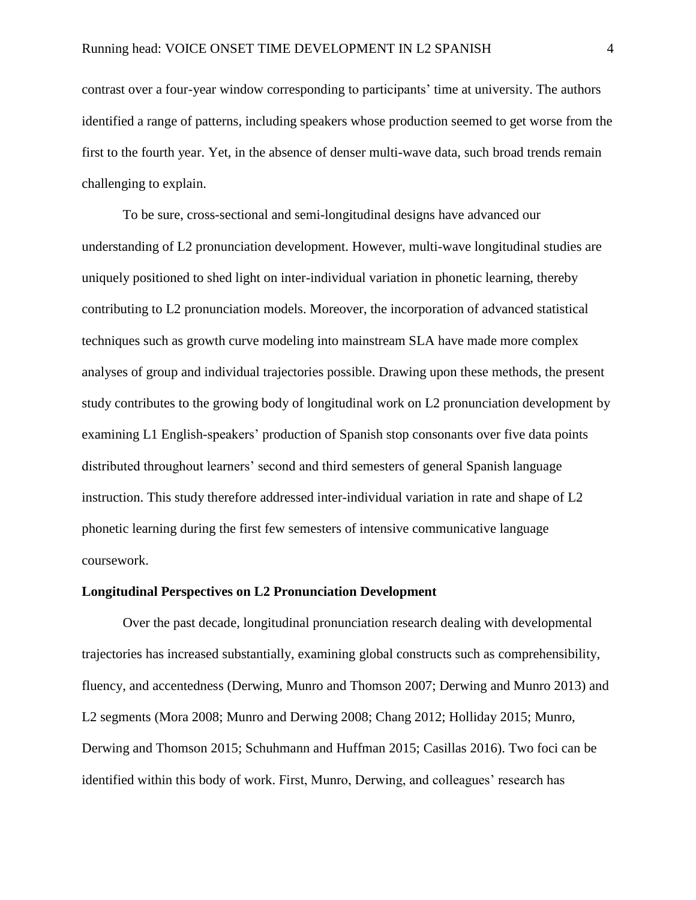contrast over a four-year window corresponding to participants' time at university. The authors identified a range of patterns, including speakers whose production seemed to get worse from the first to the fourth year. Yet, in the absence of denser multi-wave data, such broad trends remain challenging to explain.

To be sure, cross-sectional and semi-longitudinal designs have advanced our understanding of L2 pronunciation development. However, multi-wave longitudinal studies are uniquely positioned to shed light on inter-individual variation in phonetic learning, thereby contributing to L2 pronunciation models. Moreover, the incorporation of advanced statistical techniques such as growth curve modeling into mainstream SLA have made more complex analyses of group and individual trajectories possible. Drawing upon these methods, the present study contributes to the growing body of longitudinal work on L2 pronunciation development by examining L1 English-speakers' production of Spanish stop consonants over five data points distributed throughout learners' second and third semesters of general Spanish language instruction. This study therefore addressed inter-individual variation in rate and shape of L2 phonetic learning during the first few semesters of intensive communicative language coursework.

**Longitudinal Perspectives on L2 Pronunciation Development**

Over the past decade, longitudinal pronunciation research dealing with developmental trajectories has increased substantially, examining global constructs such as comprehensibility, fluency, and accentedness (Derwing, Munro and Thomson 2007; Derwing and Munro 2013) and L2 segments (Mora 2008; Munro and Derwing 2008; Chang 2012; Holliday 2015; Munro, Derwing and Thomson 2015; Schuhmann and Huffman 2015; Casillas 2016). Two foci can be identified within this body of work. First, Munro, Derwing, and colleagues' research has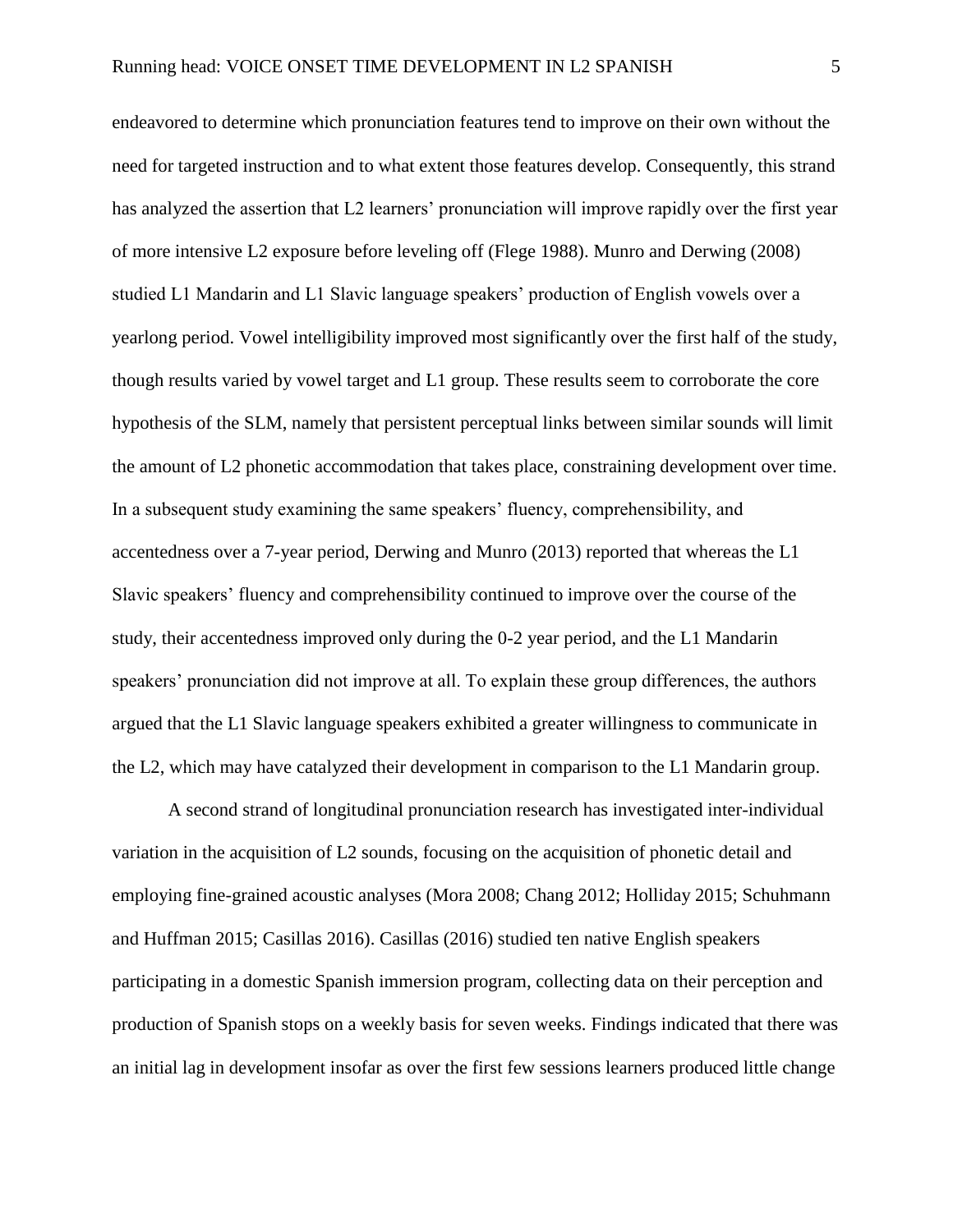endeavored to determine which pronunciation features tend to improve on their own without the need for targeted instruction and to what extent those features develop. Consequently, this strand has analyzed the assertion that L2 learners' pronunciation will improve rapidly over the first year of more intensive L2 exposure before leveling off (Flege 1988). Munro and Derwing (2008) studied L1 Mandarin and L1 Slavic language speakers' production of English vowels over a yearlong period. Vowel intelligibility improved most significantly over the first half of the study, though results varied by vowel target and L1 group. These results seem to corroborate the core hypothesis of the SLM, namely that persistent perceptual links between similar sounds will limit the amount of L2 phonetic accommodation that takes place, constraining development over time. In a subsequent study examining the same speakers' fluency, comprehensibility, and accentedness over a 7-year period, Derwing and Munro (2013) reported that whereas the L1 Slavic speakers' fluency and comprehensibility continued to improve over the course of the study, their accentedness improved only during the 0-2 year period, and the L1 Mandarin speakers' pronunciation did not improve at all. To explain these group differences, the authors argued that the L1 Slavic language speakers exhibited a greater willingness to communicate in the L2, which may have catalyzed their development in comparison to the L1 Mandarin group.

A second strand of longitudinal pronunciation research has investigated inter-individual variation in the acquisition of L2 sounds, focusing on the acquisition of phonetic detail and employing fine-grained acoustic analyses (Mora 2008; Chang 2012; Holliday 2015; Schuhmann and Huffman 2015; Casillas 2016). Casillas (2016) studied ten native English speakers participating in a domestic Spanish immersion program, collecting data on their perception and production of Spanish stops on a weekly basis for seven weeks. Findings indicated that there was an initial lag in development insofar as over the first few sessions learners produced little change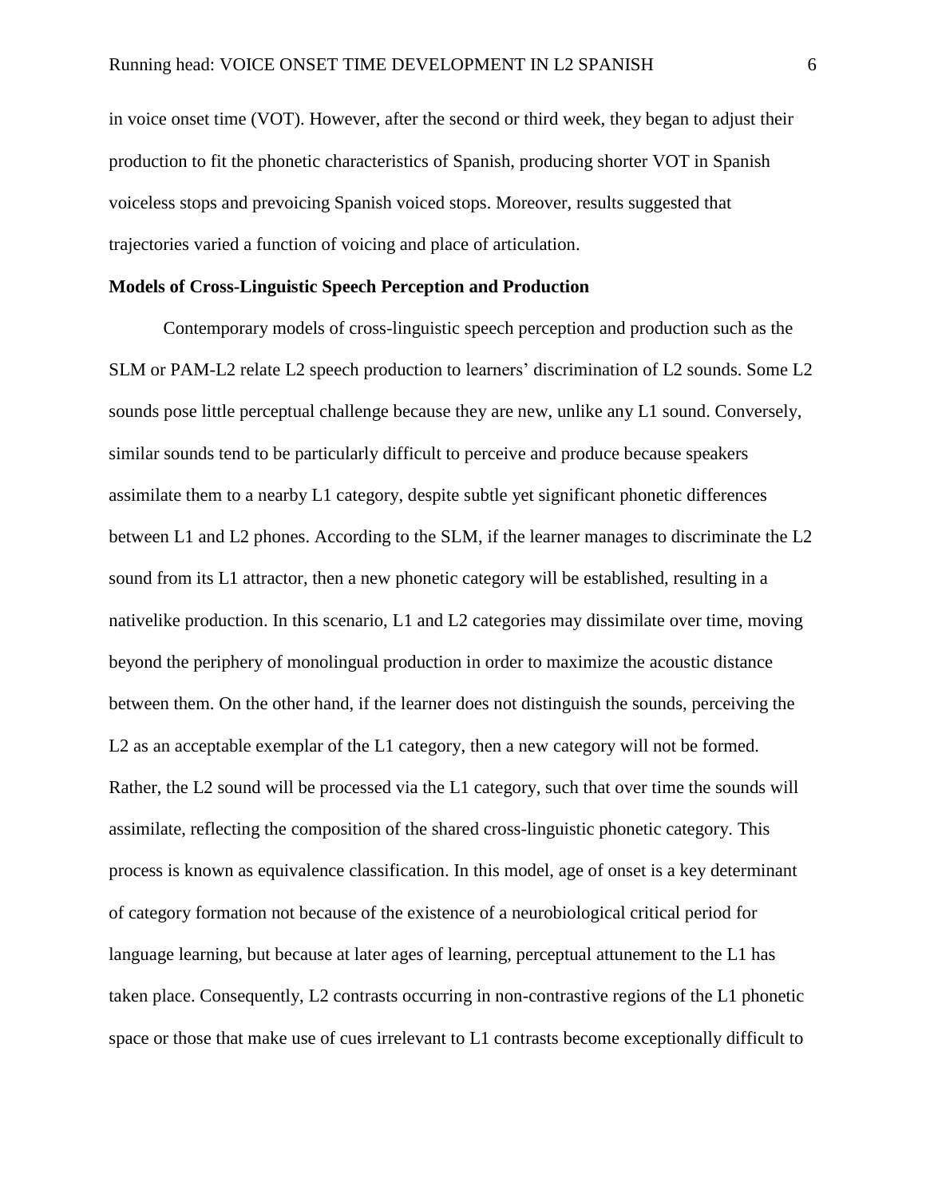in voice onset time (VOT). However, after the second or third week, they began to adjust their production to fit the phonetic characteristics of Spanish, producing shorter VOT in Spanish voiceless stops and prevoicing Spanish voiced stops. Moreover, results suggested that trajectories varied a function of voicing and place of articulation.

**Models of Cross-Linguistic Speech Perception and Production**

Contemporary models of cross-linguistic speech perception and production such as the SLM or PAM-L2 relate L2 speech production to learners' discrimination of L2 sounds. Some L2 sounds pose little perceptual challenge because they are new, unlike any L1 sound. Conversely, similar sounds tend to be particularly difficult to perceive and produce because speakers assimilate them to a nearby L1 category, despite subtle yet significant phonetic differences between L1 and L2 phones. According to the SLM, if the learner manages to discriminate the L2 sound from its L1 attractor, then a new phonetic category will be established, resulting in a nativelike production. In this scenario, L1 and L2 categories may dissimilate over time, moving beyond the periphery of monolingual production in order to maximize the acoustic distance between them. On the other hand, if the learner does not distinguish the sounds, perceiving the L2 as an acceptable exemplar of the L1 category, then a new category will not be formed. Rather, the L2 sound will be processed via the L1 category, such that over time the sounds will assimilate, reflecting the composition of the shared cross-linguistic phonetic category. This process is known as equivalence classification. In this model, age of onset is a key determinant of category formation not because of the existence of a neurobiological critical period for language learning, but because at later ages of learning, perceptual attunement to the L1 has taken place. Consequently, L2 contrasts occurring in non-contrastive regions of the L1 phonetic space or those that make use of cues irrelevant to L1 contrasts become exceptionally difficult to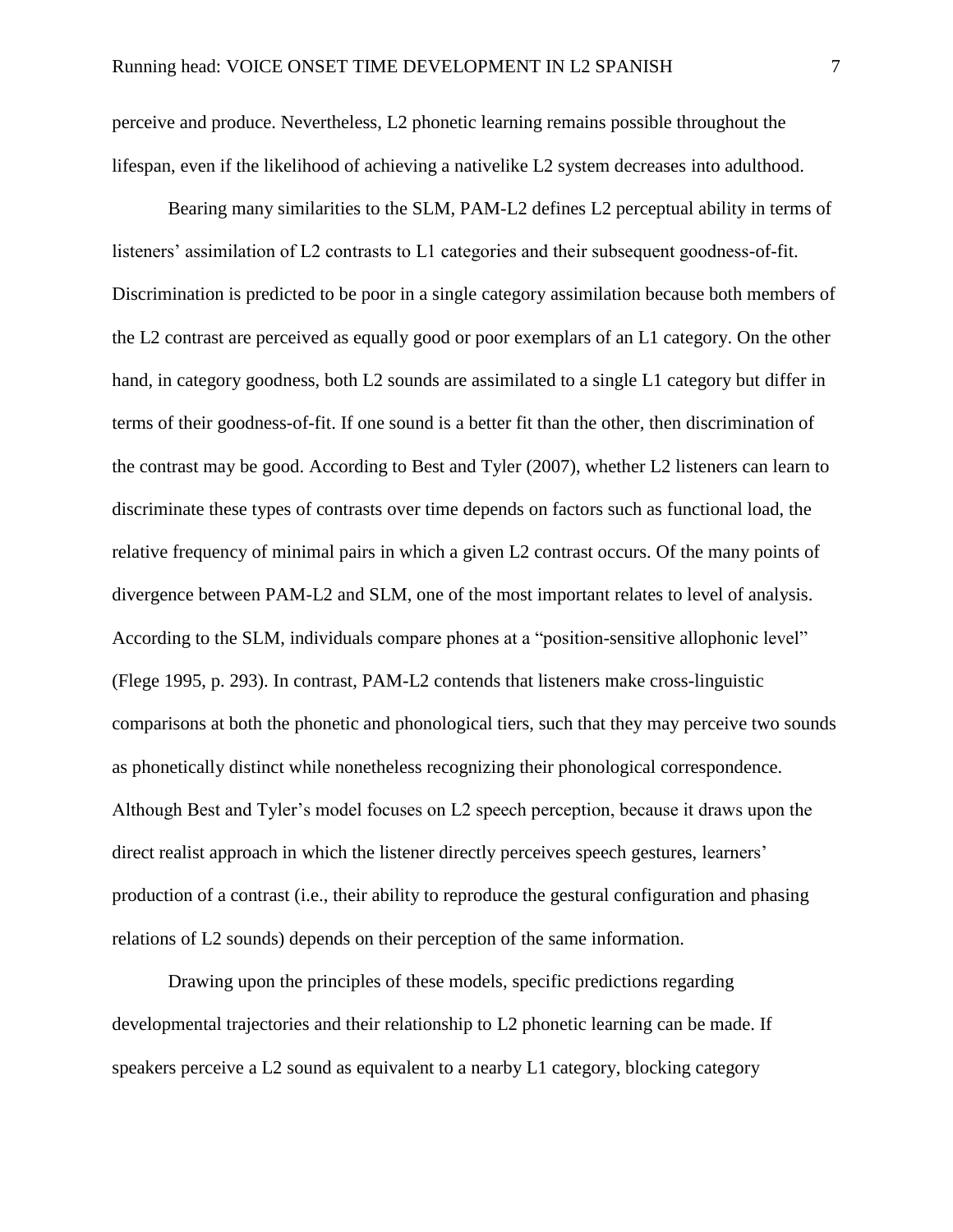perceive and produce. Nevertheless, L2 phonetic learning remains possible throughout the lifespan, even if the likelihood of achieving a nativelike L2 system decreases into adulthood.

Bearing many similarities to the SLM, PAM-L2 defines L2 perceptual ability in terms of listeners' assimilation of L2 contrasts to L1 categories and their subsequent goodness-of-fit. Discrimination is predicted to be poor in a single category assimilation because both members of the L2 contrast are perceived as equally good or poor exemplars of an L1 category. On the other hand, in category goodness, both L2 sounds are assimilated to a single L1 category but differ in terms of their goodness-of-fit. If one sound is a better fit than the other, then discrimination of the contrast may be good. According to Best and Tyler (2007), whether L2 listeners can learn to discriminate these types of contrasts over time depends on factors such as functional load, the relative frequency of minimal pairs in which a given L2 contrast occurs. Of the many points of divergence between PAM-L2 and SLM, one of the most important relates to level of analysis. According to the SLM, individuals compare phones at a "position-sensitive allophonic level" (Flege 1995, p. 293). In contrast, PAM-L2 contends that listeners make cross-linguistic comparisons at both the phonetic and phonological tiers, such that they may perceive two sounds as phonetically distinct while nonetheless recognizing their phonological correspondence. Although Best and Tyler's model focuses on L2 speech perception, because it draws upon the direct realist approach in which the listener directly perceives speech gestures, learners' production of a contrast (i.e., their ability to reproduce the gestural configuration and phasing relations of L2 sounds) depends on their perception of the same information.

Drawing upon the principles of these models, specific predictions regarding developmental trajectories and their relationship to L2 phonetic learning can be made. If speakers perceive a L2 sound as equivalent to a nearby L1 category, blocking category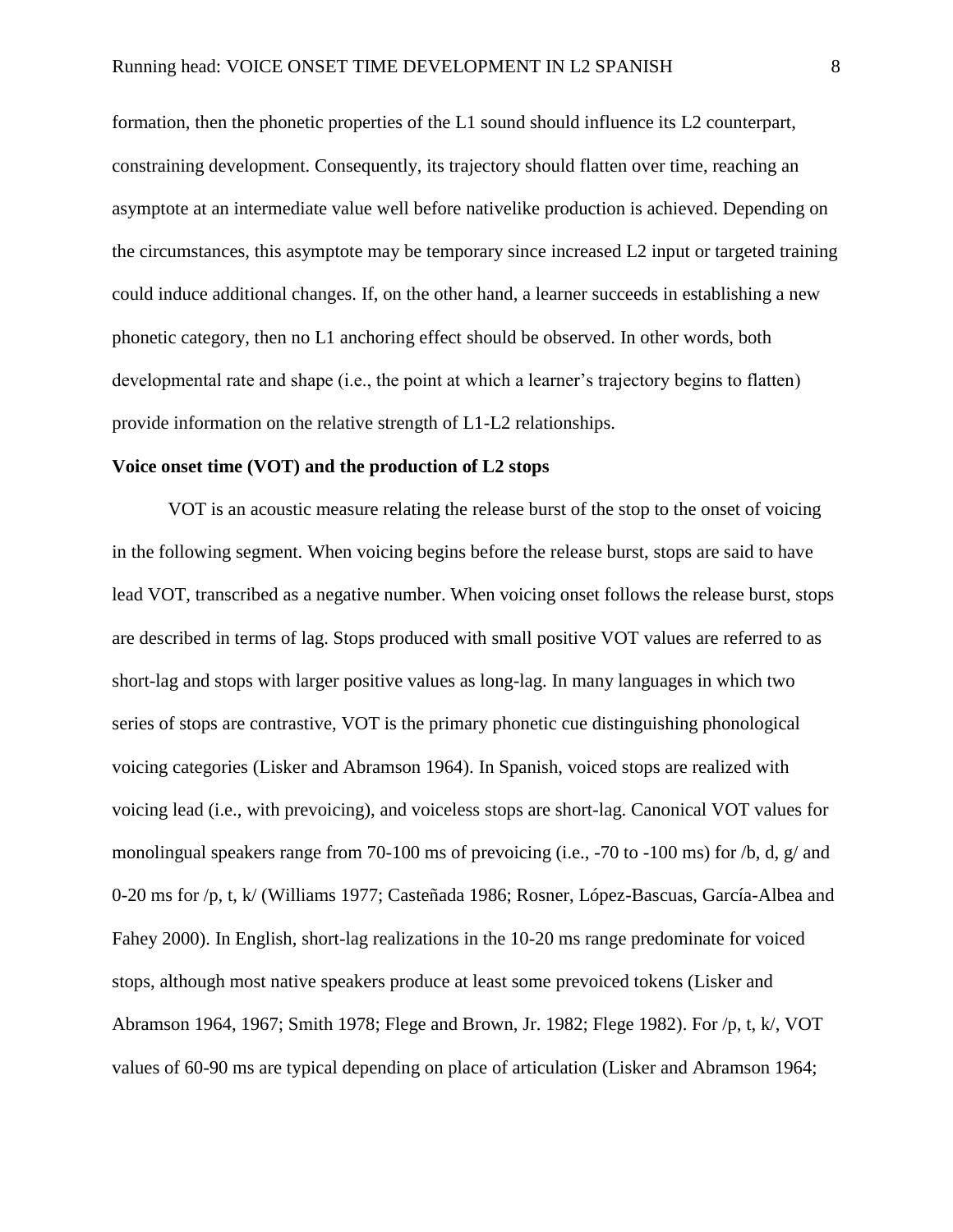formation, then the phonetic properties of the L1 sound should influence its L2 counterpart, constraining development. Consequently, its trajectory should flatten over time, reaching an asymptote at an intermediate value well before nativelike production is achieved. Depending on the circumstances, this asymptote may be temporary since increased L2 input or targeted training could induce additional changes. If, on the other hand, a learner succeeds in establishing a new phonetic category, then no L1 anchoring effect should be observed. In other words, both developmental rate and shape (i.e., the point at which a learner's trajectory begins to flatten) provide information on the relative strength of L1-L2 relationships.

**Voice onset time (VOT) and the production of L2 stops**

VOT is an acoustic measure relating the release burst of the stop to the onset of voicing in the following segment. When voicing begins before the release burst, stops are said to have lead VOT, transcribed as a negative number. When voicing onset follows the release burst, stops are described in terms of lag. Stops produced with small positive VOT values are referred to as short-lag and stops with larger positive values as long-lag. In many languages in which two series of stops are contrastive, VOT is the primary phonetic cue distinguishing phonological voicing categories (Lisker and Abramson 1964). In Spanish, voiced stops are realized with voicing lead (i.e., with prevoicing), and voiceless stops are short-lag. Canonical VOT values for monolingual speakers range from 70-100 ms of prevoicing (i.e., -70 to -100 ms) for /b, d, g/ and 0-20 ms for /p, t, k/ (Williams 1977; Casteñada 1986; Rosner, López-Bascuas, García-Albea and Fahey 2000). In English, short-lag realizations in the 10-20 ms range predominate for voiced stops, although most native speakers produce at least some prevoiced tokens (Lisker and Abramson 1964, 1967; Smith 1978; Flege and Brown, Jr. 1982; Flege 1982). For /p, t, k/, VOT values of 60-90 ms are typical depending on place of articulation (Lisker and Abramson 1964;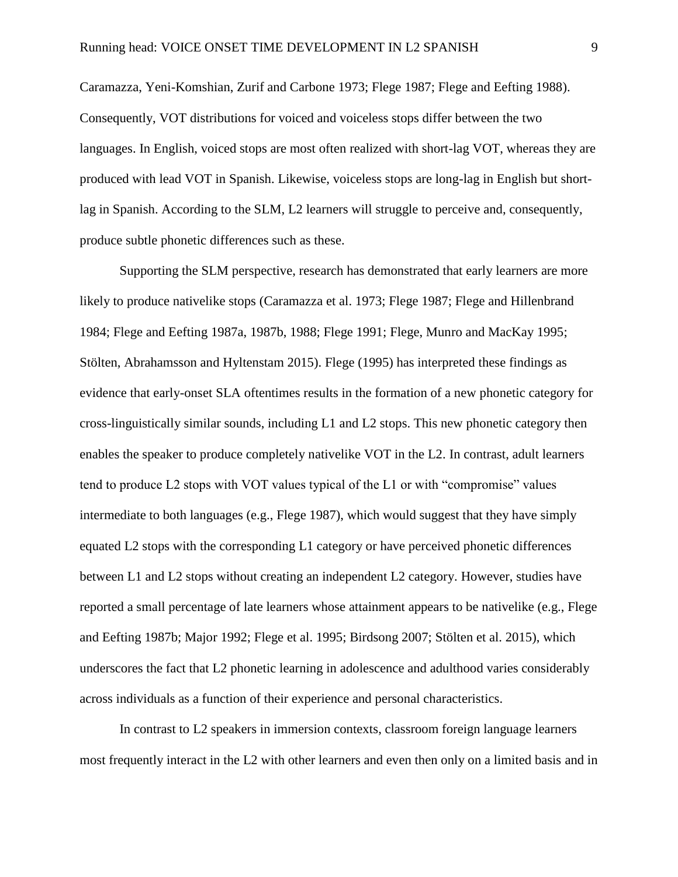Caramazza, Yeni-Komshian, Zurif and Carbone 1973; Flege 1987; Flege and Eefting 1988). Consequently, VOT distributions for voiced and voiceless stops differ between the two languages. In English, voiced stops are most often realized with short-lag VOT, whereas they are produced with lead VOT in Spanish. Likewise, voiceless stops are long-lag in English but short-lag in Spanish. According to the SLM, L2 learners will struggle to perceive and, consequently, produce subtle phonetic differences such as these.

Supporting the SLM perspective, research has demonstrated that early learners are more likely to produce nativelike stops (Caramazza et al. 1973; Flege 1987; Flege and Hillenbrand 1984; Flege and Eefting 1987a, 1987b, 1988; Flege 1991; Flege, Munro and MacKay 1995; Stölten, Abrahamsson and Hyltenstam 2015). Flege (1995) has interpreted these findings as evidence that early-onset SLA oftentimes results in the formation of a new phonetic category for cross-linguistically similar sounds, including L1 and L2 stops. This new phonetic category then enables the speaker to produce completely nativelike VOT in the L2. In contrast, adult learners tend to produce L2 stops with VOT values typical of the L1 or with "compromise" values intermediate to both languages (e.g., Flege 1987), which would suggest that they have simply equated L2 stops with the corresponding L1 category or have perceived phonetic differences between L1 and L2 stops without creating an independent L2 category. However, studies have reported a small percentage of late learners whose attainment appears to be nativelike (e.g., Flege and Eefting 1987b; Major 1992; Flege et al. 1995; Birdsong 2007; Stölten et al. 2015), which underscores the fact that L2 phonetic learning in adolescence and adulthood varies considerably across individuals as a function of their experience and personal characteristics.

In contrast to L2 speakers in immersion contexts, classroom foreign language learners most frequently interact in the L2 with other learners and even then only on a limited basis and in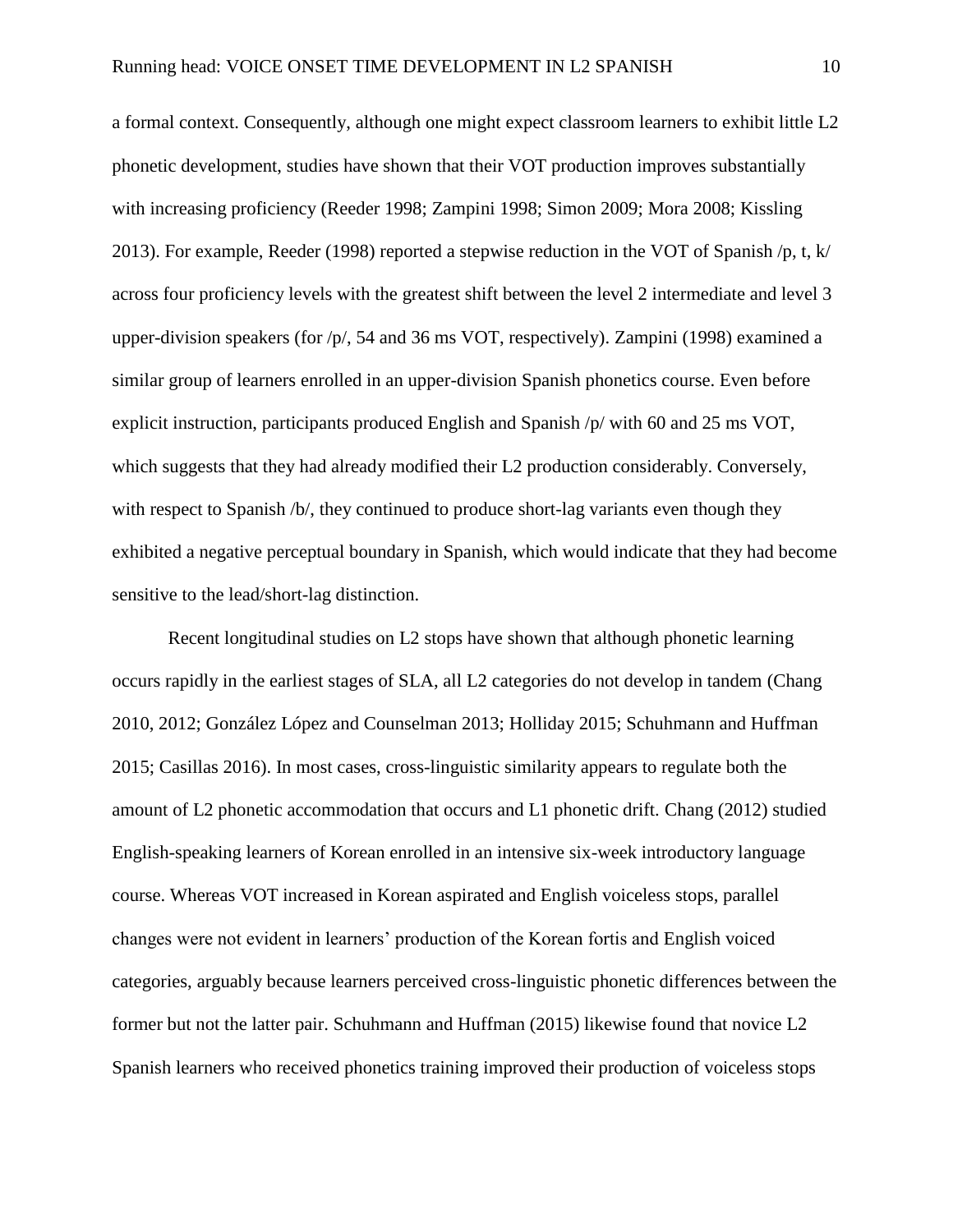a formal context. Consequently, although one might expect classroom learners to exhibit little L2 phonetic development, studies have shown that their VOT production improves substantially with increasing proficiency (Reeder 1998; Zampini 1998; Simon 2009; Mora 2008; Kissling 2013). For example, Reeder (1998) reported a stepwise reduction in the VOT of Spanish /p, t, k/ across four proficiency levels with the greatest shift between the level 2 intermediate and level 3 upper-division speakers (for /p/, 54 and 36 ms VOT, respectively). Zampini (1998) examined a similar group of learners enrolled in an upper-division Spanish phonetics course. Even before explicit instruction, participants produced English and Spanish /p/ with 60 and 25 ms VOT, which suggests that they had already modified their L2 production considerably. Conversely, with respect to Spanish /b/, they continued to produce short-lag variants even though they exhibited a negative perceptual boundary in Spanish, which would indicate that they had become sensitive to the lead/short-lag distinction.

Recent longitudinal studies on L2 stops have shown that although phonetic learning occurs rapidly in the earliest stages of SLA, all L2 categories do not develop in tandem (Chang 2010, 2012; González López and Counselman 2013; Holliday 2015; Schuhmann and Huffman 2015; Casillas 2016). In most cases, cross-linguistic similarity appears to regulate both the amount of L2 phonetic accommodation that occurs and L1 phonetic drift. Chang (2012) studied English-speaking learners of Korean enrolled in an intensive six-week introductory language course. Whereas VOT increased in Korean aspirated and English voiceless stops, parallel changes were not evident in learners' production of the Korean fortis and English voiced categories, arguably because learners perceived cross-linguistic phonetic differences between the former but not the latter pair. Schuhmann and Huffman (2015) likewise found that novice L2 Spanish learners who received phonetics training improved their production of voiceless stops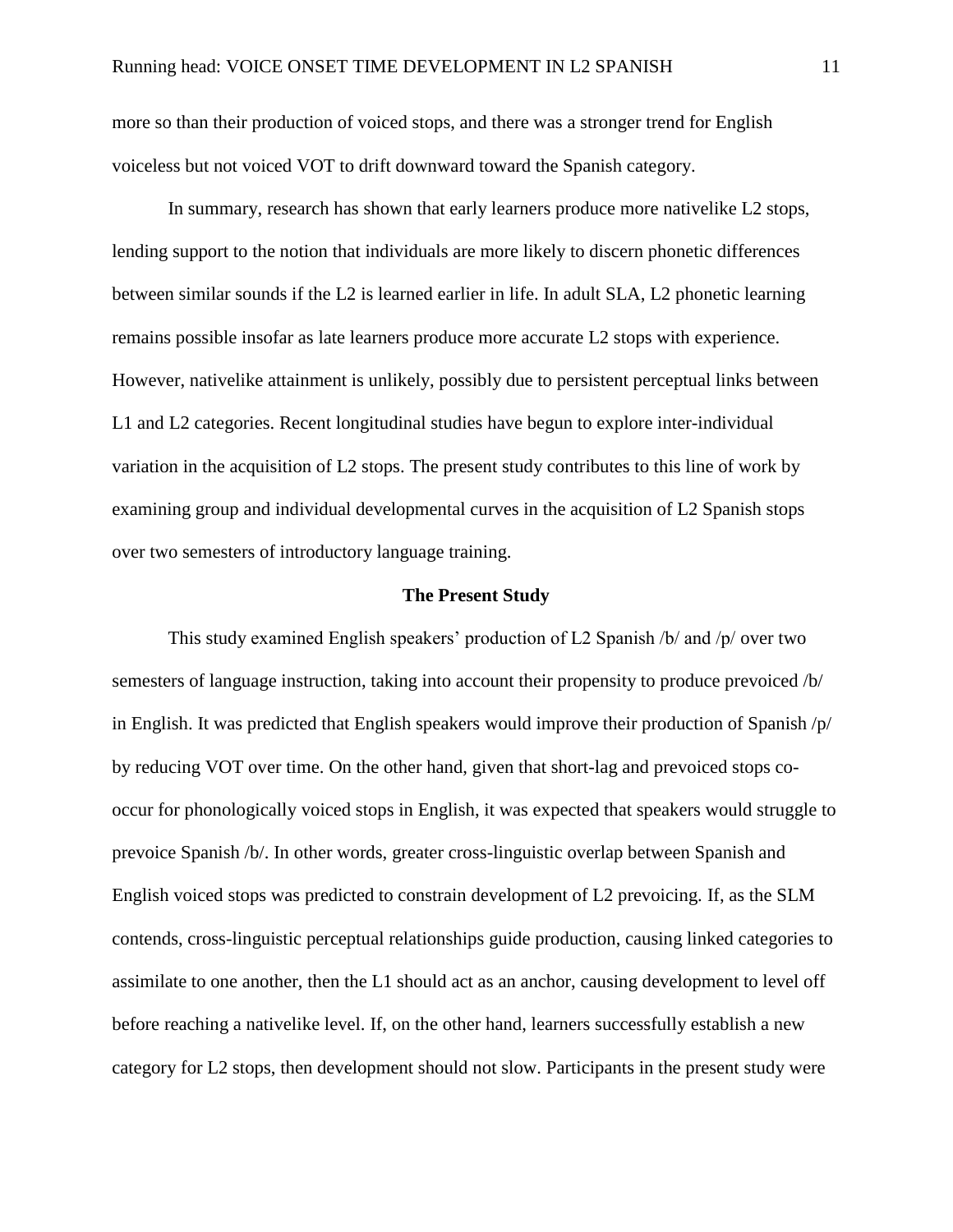more so than their production of voiced stops, and there was a stronger trend for English voiceless but not voiced VOT to drift downward toward the Spanish category.

In summary, research has shown that early learners produce more nativelike L2 stops, lending support to the notion that individuals are more likely to discern phonetic differences between similar sounds if the L2 is learned earlier in life. In adult SLA, L2 phonetic learning remains possible insofar as late learners produce more accurate L2 stops with experience. However, nativelike attainment is unlikely, possibly due to persistent perceptual links between L1 and L2 categories. Recent longitudinal studies have begun to explore inter-individual variation in the acquisition of L2 stops. The present study contributes to this line of work by examining group and individual developmental curves in the acquisition of L2 Spanish stops over two semesters of introductory language training.

## The Present Study

This study examined English speakers' production of L2 Spanish /b/ and /p/ over two semesters of language instruction, taking into account their propensity to produce prevoiced /b/ in English. It was predicted that English speakers would improve their production of Spanish /p/ by reducing VOT over time. On the other hand, given that short-lag and prevoiced stops co-occur for phonologically voiced stops in English, it was expected that speakers would struggle to prevoice Spanish /b/. In other words, greater cross-linguistic overlap between Spanish and English voiced stops was predicted to constrain development of L2 prevoicing. If, as the SLM contends, cross-linguistic perceptual relationships guide production, causing linked categories to assimilate to one another, then the L1 should act as an anchor, causing development to level off before reaching a nativelike level. If, on the other hand, learners successfully establish a new category for L2 stops, then development should not slow. Participants in the present study were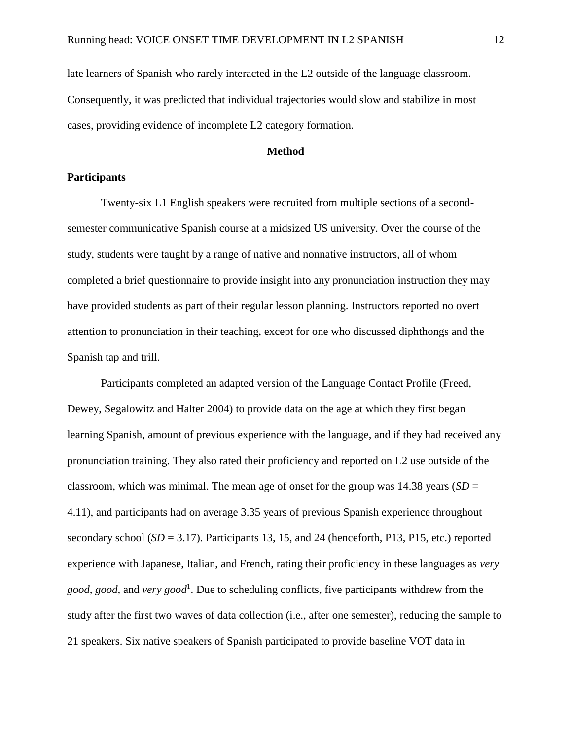late learners of Spanish who rarely interacted in the L2 outside of the language classroom. Consequently, it was predicted that individual trajectories would slow and stabilize in most cases, providing evidence of incomplete L2 category formation.

## Method

### Participants

Twenty-six L1 English speakers were recruited from multiple sections of a second-semester communicative Spanish course at a midsized US university. Over the course of the study, students were taught by a range of native and nonnative instructors, all of whom completed a brief questionnaire to provide insight into any pronunciation instruction they may have provided students as part of their regular lesson planning. Instructors reported no overt attention to pronunciation in their teaching, except for one who discussed diphthongs and the Spanish tap and trill.

Participants completed an adapted version of the Language Contact Profile (Freed, Dewey, Segalowitz and Halter 2004) to provide data on the age at which they first began learning Spanish, amount of previous experience with the language, and if they had received any pronunciation training. They also rated their proficiency and reported on L2 use outside of the classroom, which was minimal. The mean age of onset for the group was 14.38 years (*SD* = 4.11), and participants had on average 3.35 years of previous Spanish experience throughout secondary school (*SD* = 3.17). Participants 13, 15, and 24 (henceforth, P13, P15, etc.) reported experience with Japanese, Italian, and French, rating their proficiency in these languages as *very good*, *good*, and *very good*[1]. Due to scheduling conflicts, five participants withdrew from the study after the first two waves of data collection (i.e., after one semester), reducing the sample to 21 speakers. Six native speakers of Spanish participated to provide baseline VOT data in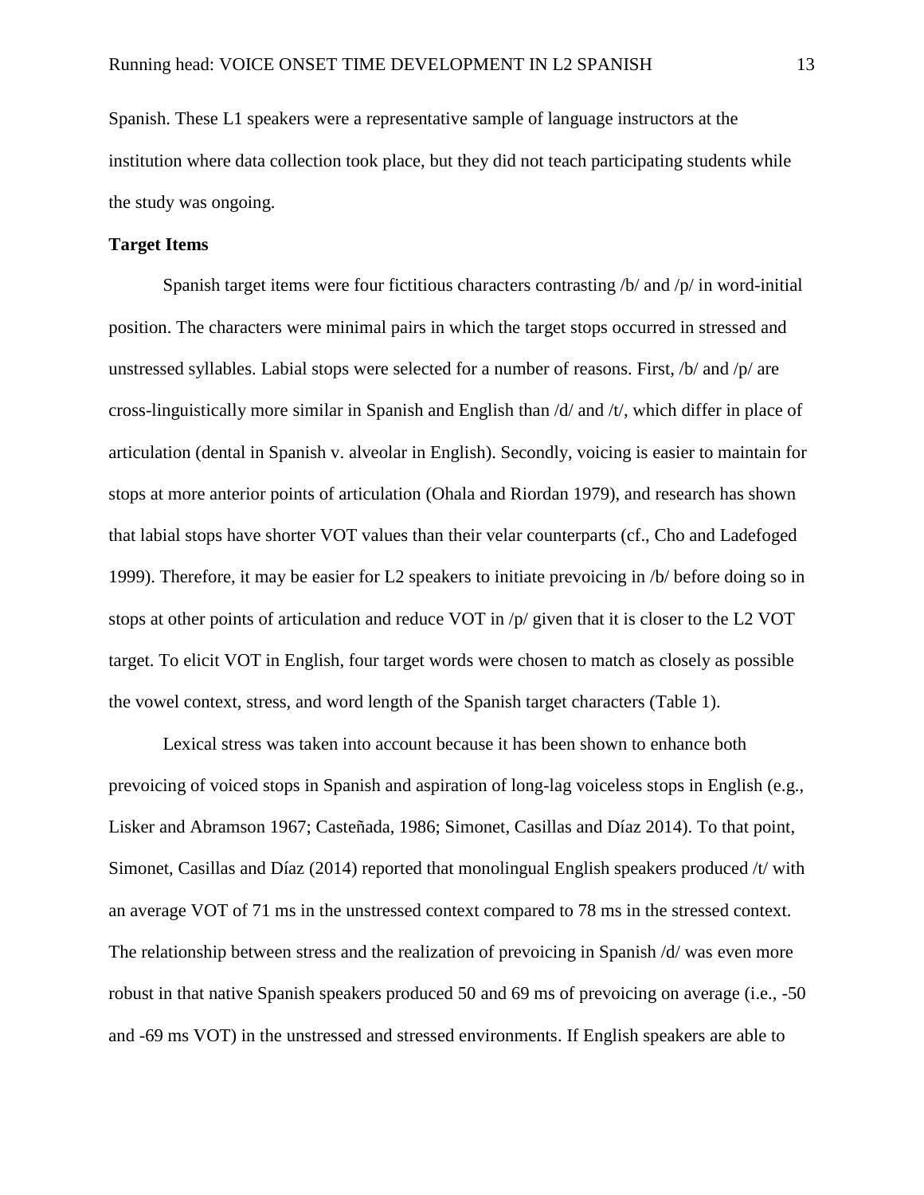Spanish. These L1 speakers were a representative sample of language instructors at the institution where data collection took place, but they did not teach participating students while the study was ongoing.

**Target Items**

Spanish target items were four fictitious characters contrasting /b/ and /p/ in word-initial position. The characters were minimal pairs in which the target stops occurred in stressed and unstressed syllables. Labial stops were selected for a number of reasons. First, /b/ and /p/ are cross-linguistically more similar in Spanish and English than /d/ and /t/, which differ in place of articulation (dental in Spanish v. alveolar in English). Secondly, voicing is easier to maintain for stops at more anterior points of articulation (Ohala and Riordan 1979), and research has shown that labial stops have shorter VOT values than their velar counterparts (cf., Cho and Ladefoged 1999). Therefore, it may be easier for L2 speakers to initiate prevoicing in /b/ before doing so in stops at other points of articulation and reduce VOT in /p/ given that it is closer to the L2 VOT target. To elicit VOT in English, four target words were chosen to match as closely as possible the vowel context, stress, and word length of the Spanish target characters (Table 1).

Lexical stress was taken into account because it has been shown to enhance both prevoicing of voiced stops in Spanish and aspiration of long-lag voiceless stops in English (e.g., Lisker and Abramson 1967; Casteñada, 1986; Simonet, Casillas and Díaz 2014). To that point, Simonet, Casillas and Díaz (2014) reported that monolingual English speakers produced /t/ with an average VOT of 71 ms in the unstressed context compared to 78 ms in the stressed context. The relationship between stress and the realization of prevoicing in Spanish /d/ was even more robust in that native Spanish speakers produced 50 and 69 ms of prevoicing on average (i.e., -50 and -69 ms VOT) in the unstressed and stressed environments. If English speakers are able to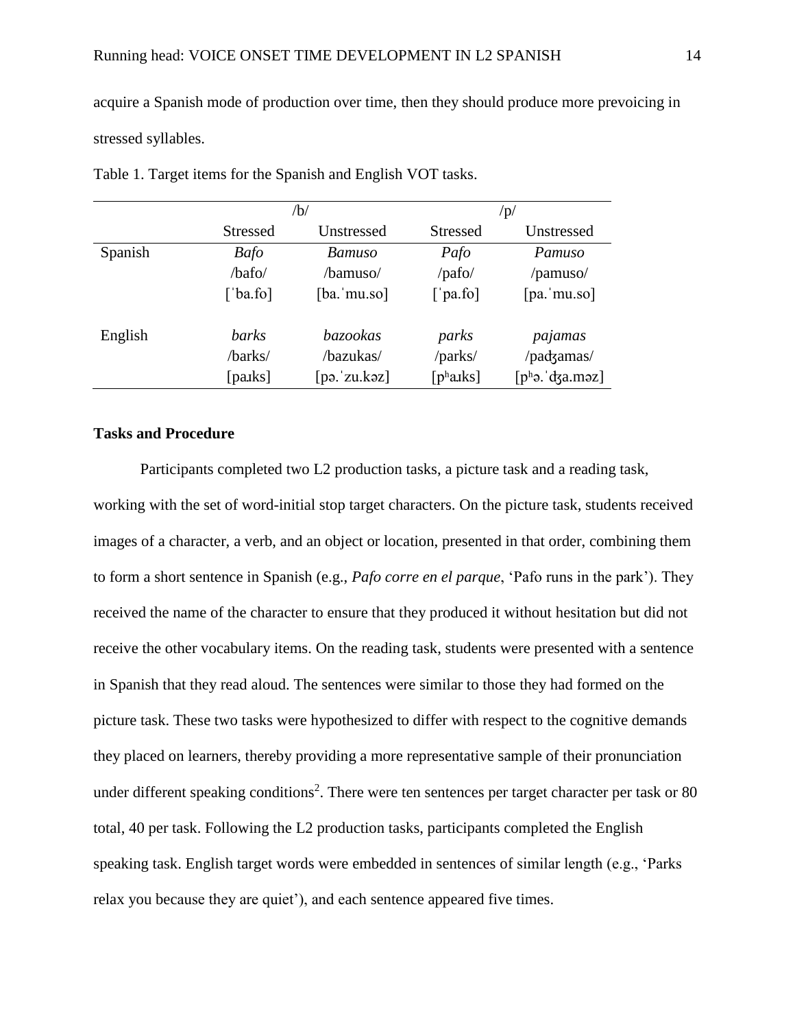acquire a Spanish mode of production over time, then they should produce more prevoicing in stressed syllables.

Table 1. Target items for the Spanish and English VOT tasks.

| | /b/ | | /p/ | |
|---|---|---|---|---|
| | Stressed | Unstressed | Stressed | Unstressed |
| Spanish | *Bafo* | *Bamuso* | *Pafo* | *Pamuso* |
| | /bafo/ | /bamuso/ | /pafo/ | /pamuso/ |
| | [ˈba.fo] | [ba.ˈmu.so] | [ˈpa.fo] | [pa.ˈmu.so] |
| English | *barks* | *bazookas* | *parks* | *pajamas* |
| | /barks/ | /bazukas/ | /parks/ | /paʤamas/ |
| | [paɹks] | [pə.ˈzu.kəz] | [pʰaɹks] | [pʰə.ˈʤa.məz] |

## Tasks and Procedure

Participants completed two L2 production tasks, a picture task and a reading task, working with the set of word-initial stop target characters. On the picture task, students received images of a character, a verb, and an object or location, presented in that order, combining them to form a short sentence in Spanish (e.g., *Pafo corre en el parque*, 'Pafo runs in the park'). They received the name of the character to ensure that they produced it without hesitation but did not receive the other vocabulary items. On the reading task, students were presented with a sentence in Spanish that they read aloud. The sentences were similar to those they had formed on the picture task. These two tasks were hypothesized to differ with respect to the cognitive demands they placed on learners, thereby providing a more representative sample of their pronunciation under different speaking conditions[2]. There were ten sentences per target character per task or 80 total, 40 per task. Following the L2 production tasks, participants completed the English speaking task. English target words were embedded in sentences of similar length (e.g., 'Parks relax you because they are quiet'), and each sentence appeared five times.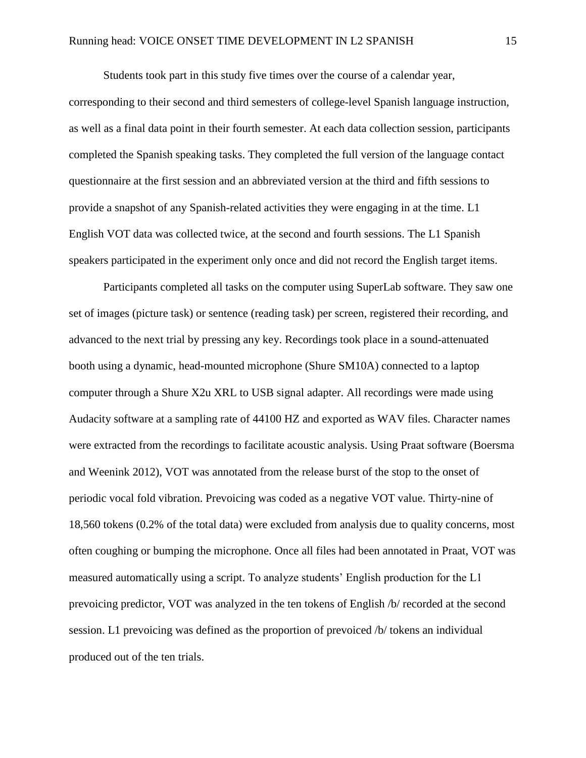Students took part in this study five times over the course of a calendar year, corresponding to their second and third semesters of college-level Spanish language instruction, as well as a final data point in their fourth semester. At each data collection session, participants completed the Spanish speaking tasks. They completed the full version of the language contact questionnaire at the first session and an abbreviated version at the third and fifth sessions to provide a snapshot of any Spanish-related activities they were engaging in at the time. L1 English VOT data was collected twice, at the second and fourth sessions. The L1 Spanish speakers participated in the experiment only once and did not record the English target items.

Participants completed all tasks on the computer using SuperLab software. They saw one set of images (picture task) or sentence (reading task) per screen, registered their recording, and advanced to the next trial by pressing any key. Recordings took place in a sound-attenuated booth using a dynamic, head-mounted microphone (Shure SM10A) connected to a laptop computer through a Shure X2u XRL to USB signal adapter. All recordings were made using Audacity software at a sampling rate of 44100 HZ and exported as WAV files. Character names were extracted from the recordings to facilitate acoustic analysis. Using Praat software (Boersma and Weenink 2012), VOT was annotated from the release burst of the stop to the onset of periodic vocal fold vibration. Prevoicing was coded as a negative VOT value. Thirty-nine of 18,560 tokens (0.2% of the total data) were excluded from analysis due to quality concerns, most often coughing or bumping the microphone. Once all files had been annotated in Praat, VOT was measured automatically using a script. To analyze students' English production for the L1 prevoicing predictor, VOT was analyzed in the ten tokens of English /b/ recorded at the second session. L1 prevoicing was defined as the proportion of prevoiced /b/ tokens an individual produced out of the ten trials.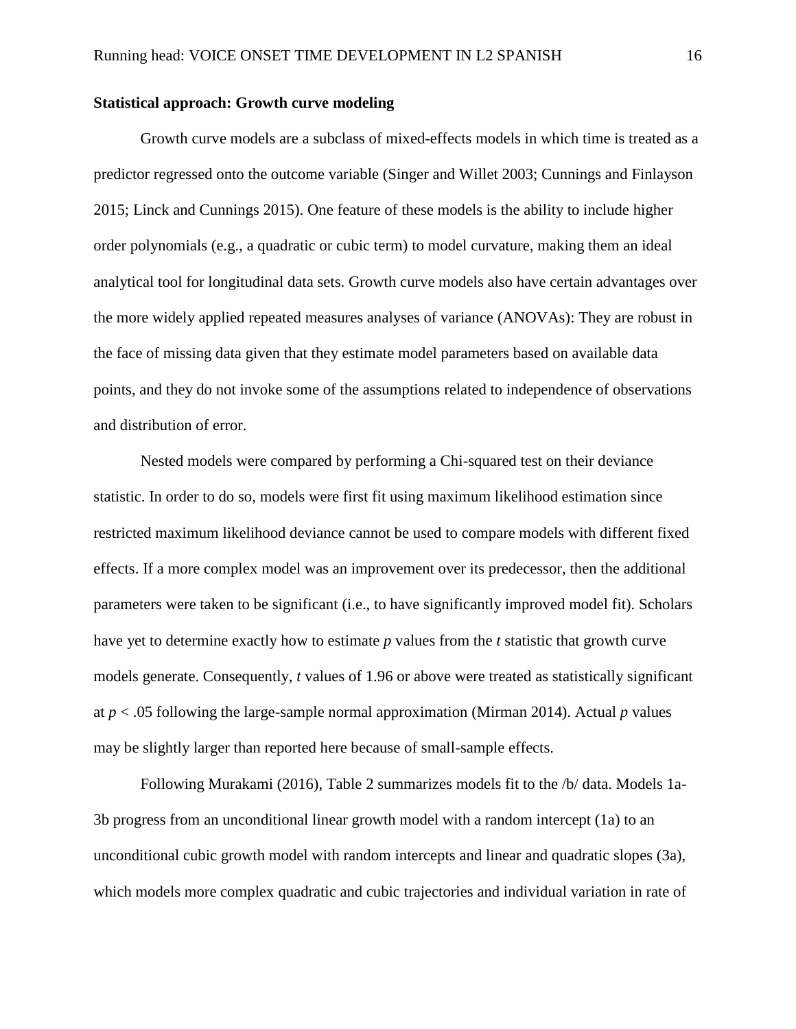**Statistical approach: Growth curve modeling**

Growth curve models are a subclass of mixed-effects models in which time is treated as a predictor regressed onto the outcome variable (Singer and Willet 2003; Cunnings and Finlayson 2015; Linck and Cunnings 2015). One feature of these models is the ability to include higher order polynomials (e.g., a quadratic or cubic term) to model curvature, making them an ideal analytical tool for longitudinal data sets. Growth curve models also have certain advantages over the more widely applied repeated measures analyses of variance (ANOVAs): They are robust in the face of missing data given that they estimate model parameters based on available data points, and they do not invoke some of the assumptions related to independence of observations and distribution of error.

Nested models were compared by performing a Chi-squared test on their deviance statistic. In order to do so, models were first fit using maximum likelihood estimation since restricted maximum likelihood deviance cannot be used to compare models with different fixed effects. If a more complex model was an improvement over its predecessor, then the additional parameters were taken to be significant (i.e., to have significantly improved model fit). Scholars have yet to determine exactly how to estimate *p* values from the *t* statistic that growth curve models generate. Consequently, *t* values of 1.96 or above were treated as statistically significant at $p < .05$ following the large-sample normal approximation (Mirman 2014). Actual *p* values may be slightly larger than reported here because of small-sample effects.

Following Murakami (2016), Table 2 summarizes models fit to the /b/ data. Models 1a-3b progress from an unconditional linear growth model with a random intercept (1a) to an unconditional cubic growth model with random intercepts and linear and quadratic slopes (3a), which models more complex quadratic and cubic trajectories and individual variation in rate of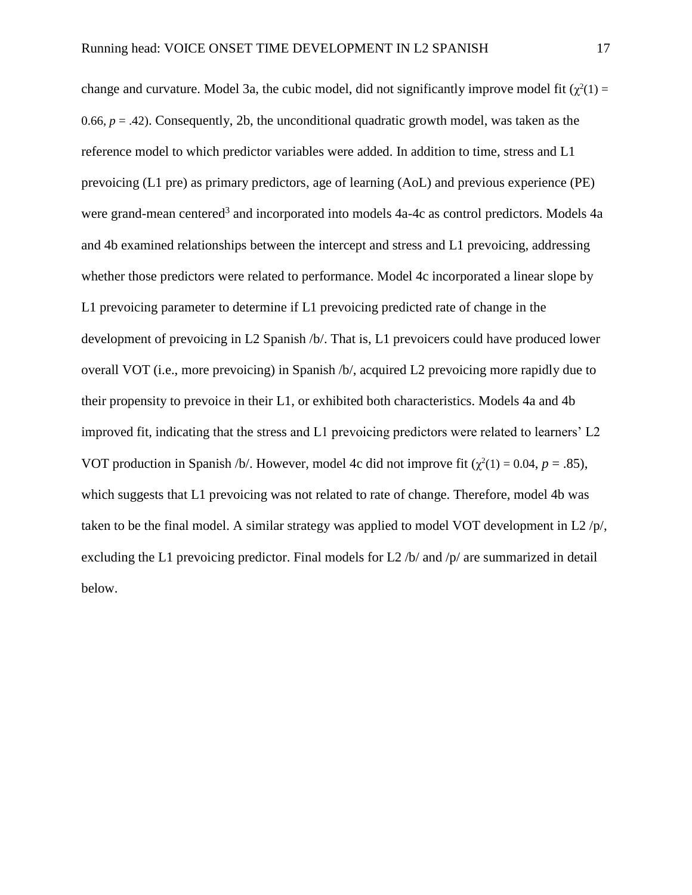change and curvature. Model 3a, the cubic model, did not significantly improve model fit ($\chi^2(1) = 0.66$, $p = .42$). Consequently, 2b, the unconditional quadratic growth model, was taken as the reference model to which predictor variables were added. In addition to time, stress and L1 prevoicing (L1 pre) as primary predictors, age of learning (AoL) and previous experience (PE) were grand-mean centered[3] and incorporated into models 4a-4c as control predictors. Models 4a and 4b examined relationships between the intercept and stress and L1 prevoicing, addressing whether those predictors were related to performance. Model 4c incorporated a linear slope by L1 prevoicing parameter to determine if L1 prevoicing predicted rate of change in the development of prevoicing in L2 Spanish /b/. That is, L1 prevoicers could have produced lower overall VOT (i.e., more prevoicing) in Spanish /b/, acquired L2 prevoicing more rapidly due to their propensity to prevoice in their L1, or exhibited both characteristics. Models 4a and 4b improved fit, indicating that the stress and L1 prevoicing predictors were related to learners' L2 VOT production in Spanish /b/. However, model 4c did not improve fit ($\chi^2(1) = 0.04$, $p = .85$), which suggests that L1 prevoicing was not related to rate of change. Therefore, model 4b was taken to be the final model. A similar strategy was applied to model VOT development in L2 /p/, excluding the L1 prevoicing predictor. Final models for L2 /b/ and /p/ are summarized in detail below.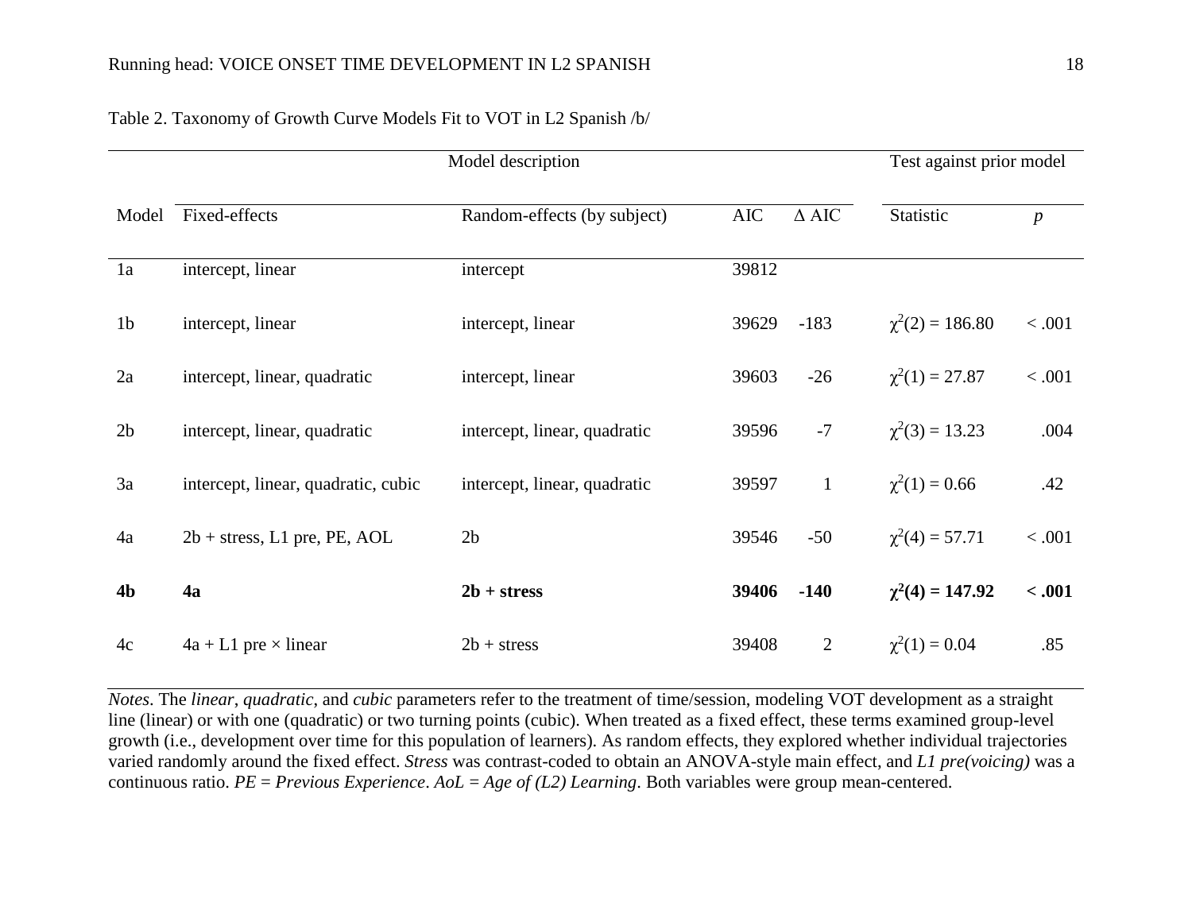Table 2. Taxonomy of Growth Curve Models Fit to VOT in L2 Spanish /b/

| Model description | | | | | Test against prior model | |
|---|---|---|---|---|---|---|
| Model | Fixed-effects | Random-effects (by subject) | AIC | Δ AIC | Statistic | *p* |
| 1a | intercept, linear | intercept | 39812 | | | |
| 1b | intercept, linear | intercept, linear | 39629 | -183 | $\chi^2(2) = 186.80$ | < .001 |
| 2a | intercept, linear, quadratic | intercept, linear | 39603 | -26 | $\chi^2(1) = 27.87$ | < .001 |
| 2b | intercept, linear, quadratic | intercept, linear, quadratic | 39596 | -7 | $\chi^2(3) = 13.23$ | .004 |
| 3a | intercept, linear, quadratic, cubic | intercept, linear, quadratic | 39597 | 1 | $\chi^2(1) = 0.66$ | .42 |
| 4a | 2b + stress, L1 pre, PE, AOL | 2b | 39546 | -50 | $\chi^2(4) = 57.71$ | < .001 |
| **4b** | **4a** | **2b + stress** | **39406** | **-140** | $\boldsymbol{\chi^2(4) = 147.92}$ | **< .001** |
| 4c | 4a + L1 pre × linear | 2b + stress | 39408 | 2 | $\chi^2(1) = 0.04$ | .85 |

*Notes*. The *linear*, *quadratic*, and *cubic* parameters refer to the treatment of time/session, modeling VOT development as a straight line (linear) or with one (quadratic) or two turning points (cubic). When treated as a fixed effect, these terms examined group-level growth (i.e., development over time for this population of learners). As random effects, they explored whether individual trajectories varied randomly around the fixed effect. *Stress* was contrast-coded to obtain an ANOVA-style main effect, and *L1 pre(voicing)* was a continuous ratio. *PE = Previous Experience*. *AoL = Age of (L2) Learning*. Both variables were group mean-centered.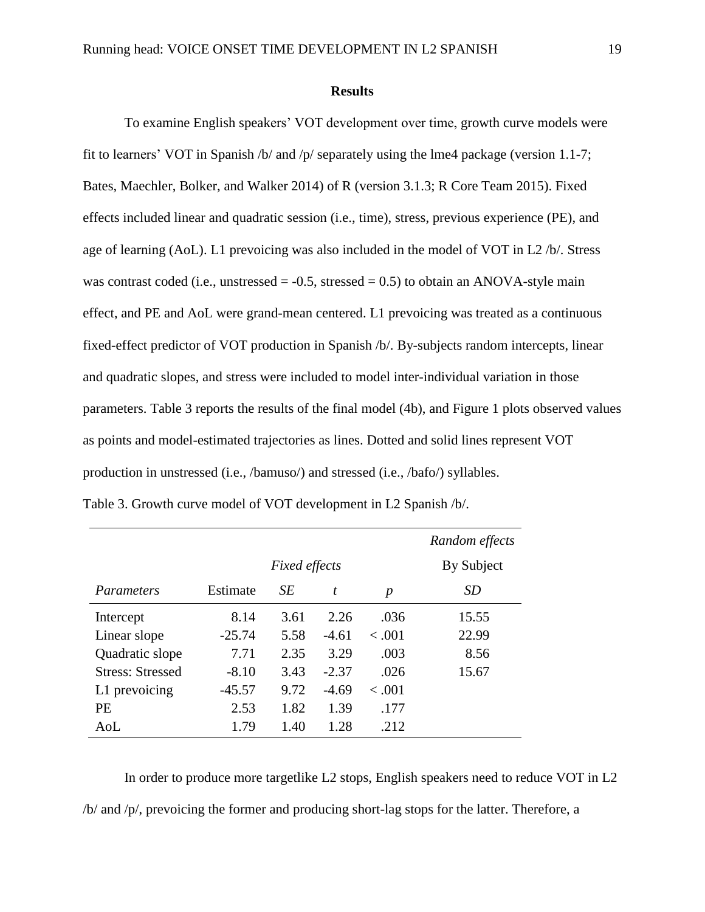**Results**

To examine English speakers' VOT development over time, growth curve models were fit to learners' VOT in Spanish /b/ and /p/ separately using the lme4 package (version 1.1-7; Bates, Maechler, Bolker, and Walker 2014) of R (version 3.1.3; R Core Team 2015). Fixed effects included linear and quadratic session (i.e., time), stress, previous experience (PE), and age of learning (AoL). L1 prevoicing was also included in the model of VOT in L2 /b/. Stress was contrast coded (i.e., unstressed = -0.5, stressed = 0.5) to obtain an ANOVA-style main effect, and PE and AoL were grand-mean centered. L1 prevoicing was treated as a continuous fixed-effect predictor of VOT production in Spanish /b/. By-subjects random intercepts, linear and quadratic slopes, and stress were included to model inter-individual variation in those parameters. Table 3 reports the results of the final model (4b), and Figure 1 plots observed values as points and model-estimated trajectories as lines. Dotted and solid lines represent VOT production in unstressed (i.e., /bamuso/) and stressed (i.e., /bafo/) syllables.

Table 3. Growth curve model of VOT development in L2 Spanish /b/.

| | *Fixed effects* | | | | *Random effects* By Subject |
|---|---|---|---|---|---|
| *Parameters* | Estimate | *SE* | *t* | *p* | *SD* |
| Intercept | 8.14 | 3.61 | 2.26 | .036 | 15.55 |
| Linear slope | -25.74 | 5.58 | -4.61 | < .001 | 22.99 |
| Quadratic slope | 7.71 | 2.35 | 3.29 | .003 | 8.56 |
| Stress: Stressed | -8.10 | 3.43 | -2.37 | .026 | 15.67 |
| L1 prevoicing | -45.57 | 9.72 | -4.69 | < .001 | |
| PE | 2.53 | 1.82 | 1.39 | .177 | |
| AoL | 1.79 | 1.40 | 1.28 | .212 | |

In order to produce more targetlike L2 stops, English speakers need to reduce VOT in L2 /b/ and /p/, prevoicing the former and producing short-lag stops for the latter. Therefore, a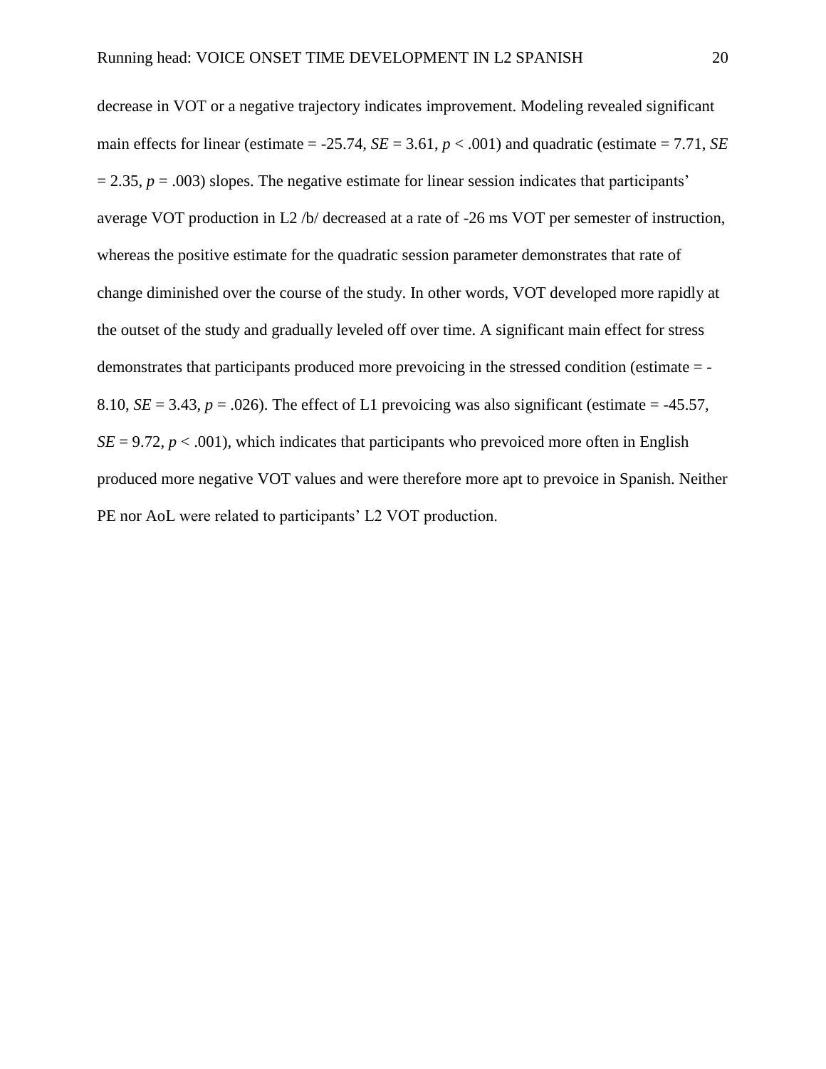decrease in VOT or a negative trajectory indicates improvement. Modeling revealed significant main effects for linear (estimate = -25.74, *SE* = 3.61, $p < .001$) and quadratic (estimate = 7.71, *SE* = 2.35, $p = .003$) slopes. The negative estimate for linear session indicates that participants' average VOT production in L2 /b/ decreased at a rate of -26 ms VOT per semester of instruction, whereas the positive estimate for the quadratic session parameter demonstrates that rate of change diminished over the course of the study. In other words, VOT developed more rapidly at the outset of the study and gradually leveled off over time. A significant main effect for stress demonstrates that participants produced more prevoicing in the stressed condition (estimate = -8.10, *SE* = 3.43, $p = .026$). The effect of L1 prevoicing was also significant (estimate = -45.57, *SE* = 9.72, $p < .001$), which indicates that participants who prevoiced more often in English produced more negative VOT values and were therefore more apt to prevoice in Spanish. Neither PE nor AoL were related to participants' L2 VOT production.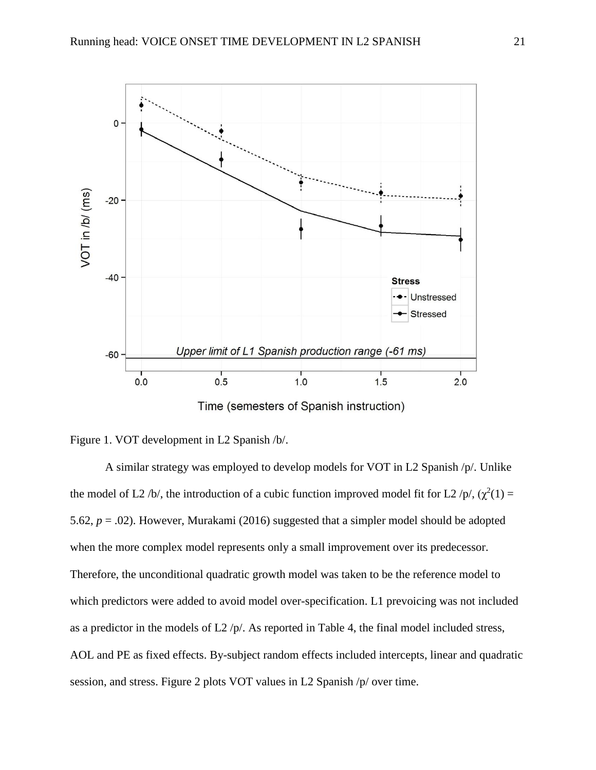Figure 1. VOT development in L2 Spanish /b/.

A similar strategy was employed to develop models for VOT in L2 Spanish /p/. Unlike the model of L2 /b/, the introduction of a cubic function improved model fit for L2 /p/, ($\chi^2(1)$ = 5.62, $p$ = .02). However, Murakami (2016) suggested that a simpler model should be adopted when the more complex model represents only a small improvement over its predecessor. Therefore, the unconditional quadratic growth model was taken to be the reference model to which predictors were added to avoid model over-specification. L1 prevoicing was not included as a predictor in the models of L2 /p/. As reported in Table 4, the final model included stress, AOL and PE as fixed effects. By-subject random effects included intercepts, linear and quadratic session, and stress. Figure 2 plots VOT values in L2 Spanish /p/ over time.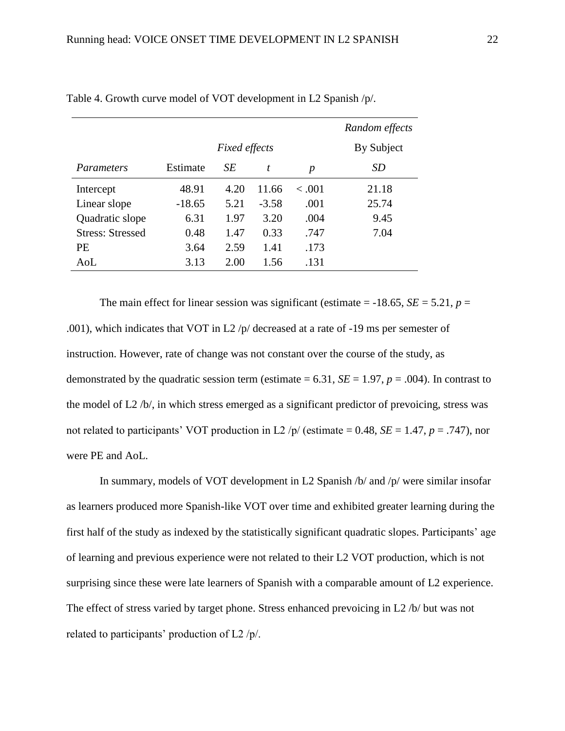Table 4. Growth curve model of VOT development in L2 Spanish /p/.

| | | | | | *Random effects* |
|---|---|---|---|---|---|
| | *Fixed effects* | | | | By Subject |
| *Parameters* | Estimate | *SE* | *t* | *p* | *SD* |
| Intercept | 48.91 | 4.20 | 11.66 | < .001 | 21.18 |
| Linear slope | -18.65 | 5.21 | -3.58 | .001 | 25.74 |
| Quadratic slope | 6.31 | 1.97 | 3.20 | .004 | 9.45 |
| Stress: Stressed | 0.48 | 1.47 | 0.33 | .747 | 7.04 |
| PE | 3.64 | 2.59 | 1.41 | .173 | |
| AoL | 3.13 | 2.00 | 1.56 | .131 | |

The main effect for linear session was significant (estimate = -18.65, $SE = 5.21$, $p = .001$), which indicates that VOT in L2 /p/ decreased at a rate of -19 ms per semester of instruction. However, rate of change was not constant over the course of the study, as demonstrated by the quadratic session term (estimate = 6.31, $SE = 1.97$, $p = .004$). In contrast to the model of L2 /b/, in which stress emerged as a significant predictor of prevoicing, stress was not related to participants' VOT production in L2 /p/ (estimate = 0.48, $SE = 1.47$, $p = .747$), nor were PE and AoL.

In summary, models of VOT development in L2 Spanish /b/ and /p/ were similar insofar as learners produced more Spanish-like VOT over time and exhibited greater learning during the first half of the study as indexed by the statistically significant quadratic slopes. Participants' age of learning and previous experience were not related to their L2 VOT production, which is not surprising since these were late learners of Spanish with a comparable amount of L2 experience. The effect of stress varied by target phone. Stress enhanced prevoicing in L2 /b/ but was not related to participants' production of L2 /p/.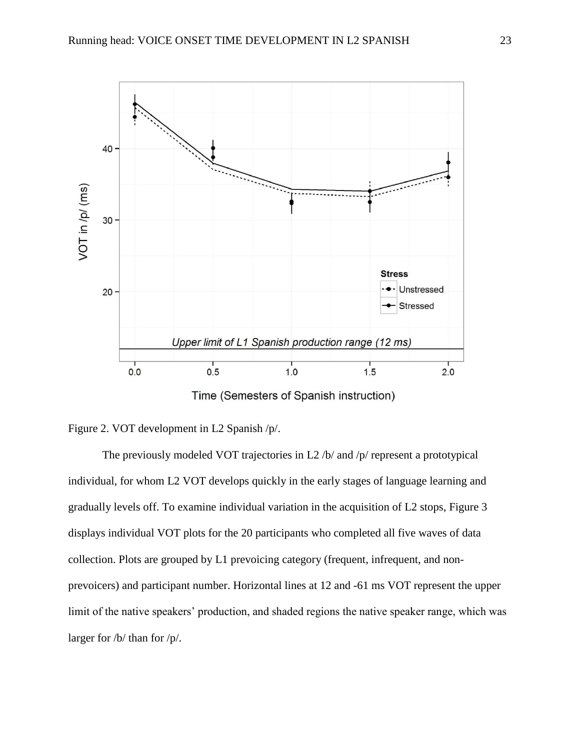Figure 2. VOT development in L2 Spanish /p/.

The previously modeled VOT trajectories in L2 /b/ and /p/ represent a prototypical individual, for whom L2 VOT develops quickly in the early stages of language learning and gradually levels off. To examine individual variation in the acquisition of L2 stops, Figure 3 displays individual VOT plots for the 20 participants who completed all five waves of data collection. Plots are grouped by L1 prevoicing category (frequent, infrequent, and non-prevoicers) and participant number. Horizontal lines at 12 and -61 ms VOT represent the upper limit of the native speakers' production, and shaded regions the native speaker range, which was larger for /b/ than for /p/.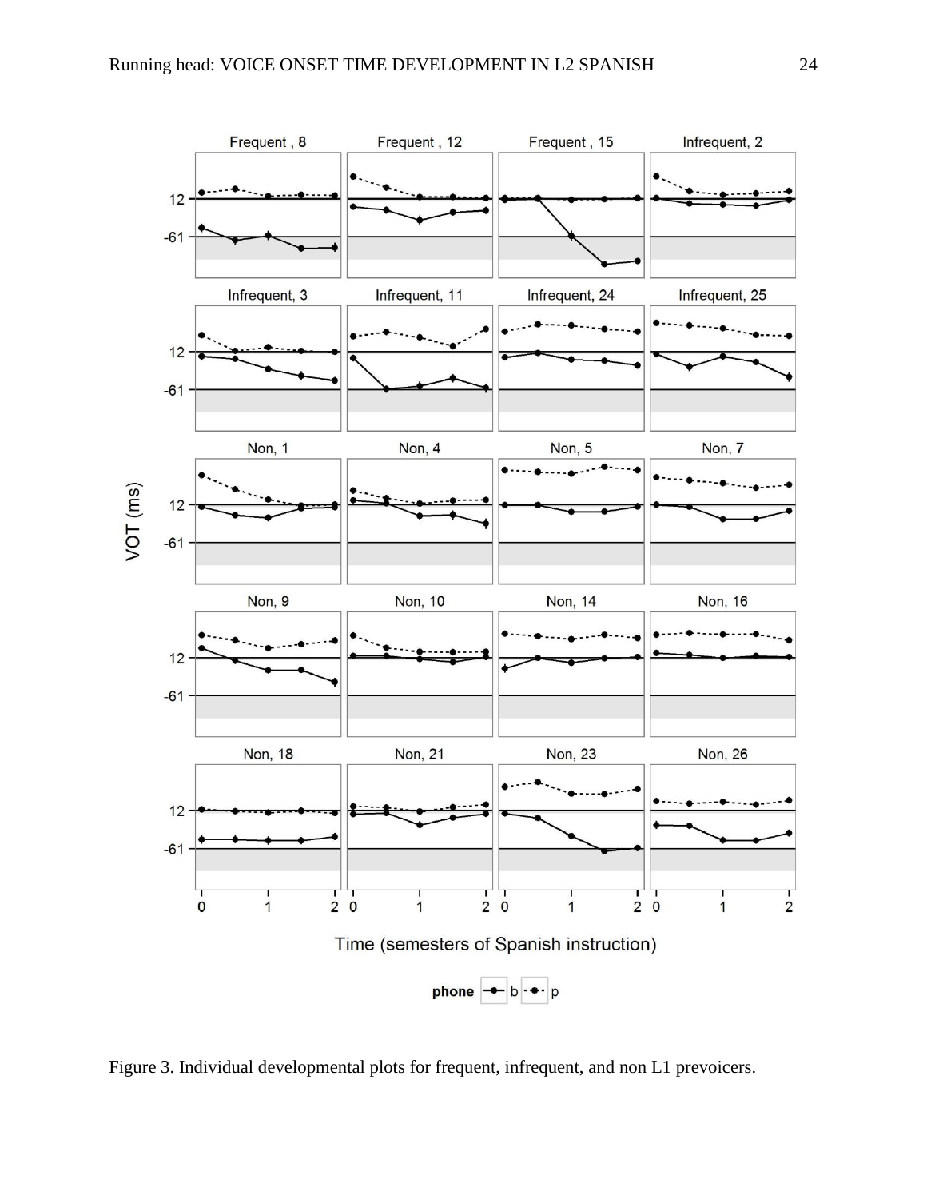Figure 3. Individual developmental plots for frequent, infrequent, and non L1 prevoicers.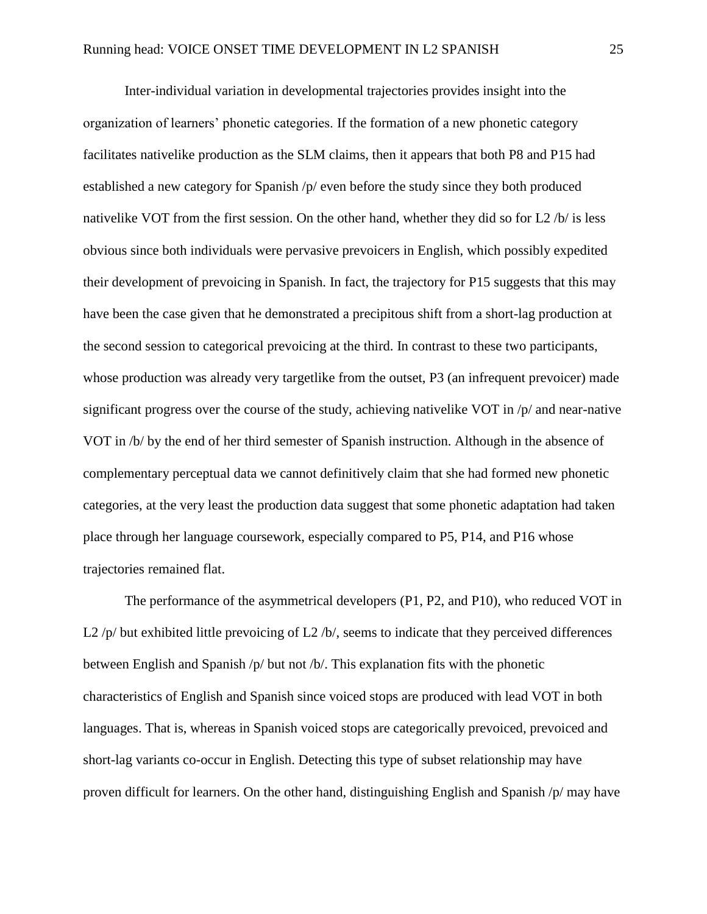Inter-individual variation in developmental trajectories provides insight into the organization of learners' phonetic categories. If the formation of a new phonetic category facilitates nativelike production as the SLM claims, then it appears that both P8 and P15 had established a new category for Spanish /p/ even before the study since they both produced nativelike VOT from the first session. On the other hand, whether they did so for L2 /b/ is less obvious since both individuals were pervasive prevoicers in English, which possibly expedited their development of prevoicing in Spanish. In fact, the trajectory for P15 suggests that this may have been the case given that he demonstrated a precipitous shift from a short-lag production at the second session to categorical prevoicing at the third. In contrast to these two participants, whose production was already very targetlike from the outset, P3 (an infrequent prevoicer) made significant progress over the course of the study, achieving nativelike VOT in /p/ and near-native VOT in /b/ by the end of her third semester of Spanish instruction. Although in the absence of complementary perceptual data we cannot definitively claim that she had formed new phonetic categories, at the very least the production data suggest that some phonetic adaptation had taken place through her language coursework, especially compared to P5, P14, and P16 whose trajectories remained flat.

The performance of the asymmetrical developers (P1, P2, and P10), who reduced VOT in L2 /p/ but exhibited little prevoicing of L2 /b/, seems to indicate that they perceived differences between English and Spanish /p/ but not /b/. This explanation fits with the phonetic characteristics of English and Spanish since voiced stops are produced with lead VOT in both languages. That is, whereas in Spanish voiced stops are categorically prevoiced, prevoiced and short-lag variants co-occur in English. Detecting this type of subset relationship may have proven difficult for learners. On the other hand, distinguishing English and Spanish /p/ may have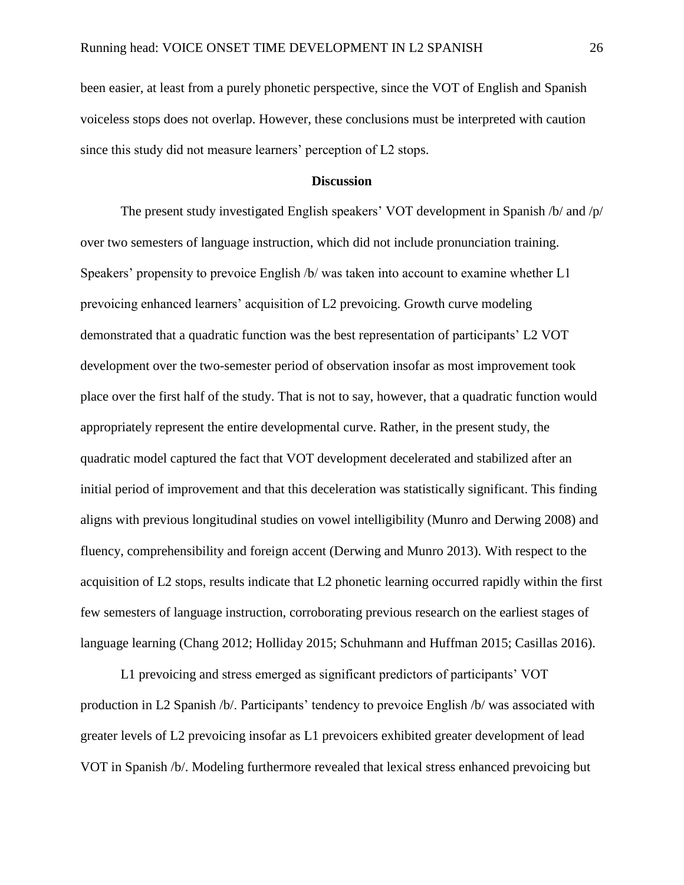been easier, at least from a purely phonetic perspective, since the VOT of English and Spanish voiceless stops does not overlap. However, these conclusions must be interpreted with caution since this study did not measure learners' perception of L2 stops.

## Discussion

The present study investigated English speakers' VOT development in Spanish /b/ and /p/ over two semesters of language instruction, which did not include pronunciation training. Speakers' propensity to prevoice English /b/ was taken into account to examine whether L1 prevoicing enhanced learners' acquisition of L2 prevoicing. Growth curve modeling demonstrated that a quadratic function was the best representation of participants' L2 VOT development over the two-semester period of observation insofar as most improvement took place over the first half of the study. That is not to say, however, that a quadratic function would appropriately represent the entire developmental curve. Rather, in the present study, the quadratic model captured the fact that VOT development decelerated and stabilized after an initial period of improvement and that this deceleration was statistically significant. This finding aligns with previous longitudinal studies on vowel intelligibility (Munro and Derwing 2008) and fluency, comprehensibility and foreign accent (Derwing and Munro 2013). With respect to the acquisition of L2 stops, results indicate that L2 phonetic learning occurred rapidly within the first few semesters of language instruction, corroborating previous research on the earliest stages of language learning (Chang 2012; Holliday 2015; Schuhmann and Huffman 2015; Casillas 2016).

L1 prevoicing and stress emerged as significant predictors of participants' VOT production in L2 Spanish /b/. Participants' tendency to prevoice English /b/ was associated with greater levels of L2 prevoicing insofar as L1 prevoicers exhibited greater development of lead VOT in Spanish /b/. Modeling furthermore revealed that lexical stress enhanced prevoicing but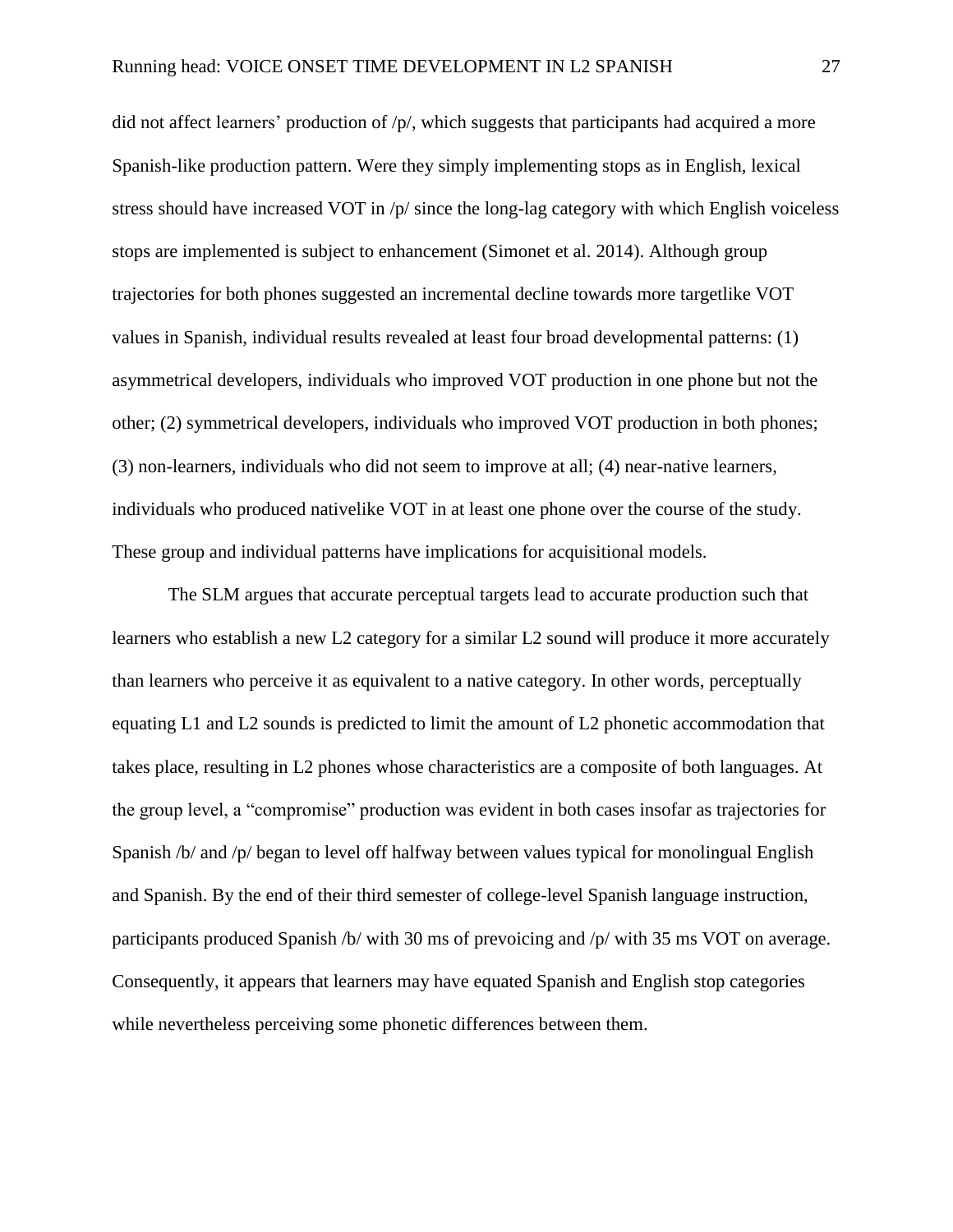did not affect learners' production of /p/, which suggests that participants had acquired a more Spanish-like production pattern. Were they simply implementing stops as in English, lexical stress should have increased VOT in /p/ since the long-lag category with which English voiceless stops are implemented is subject to enhancement (Simonet et al. 2014). Although group trajectories for both phones suggested an incremental decline towards more targetlike VOT values in Spanish, individual results revealed at least four broad developmental patterns: (1) asymmetrical developers, individuals who improved VOT production in one phone but not the other; (2) symmetrical developers, individuals who improved VOT production in both phones; (3) non-learners, individuals who did not seem to improve at all; (4) near-native learners, individuals who produced nativelike VOT in at least one phone over the course of the study. These group and individual patterns have implications for acquisitional models.

The SLM argues that accurate perceptual targets lead to accurate production such that learners who establish a new L2 category for a similar L2 sound will produce it more accurately than learners who perceive it as equivalent to a native category. In other words, perceptually equating L1 and L2 sounds is predicted to limit the amount of L2 phonetic accommodation that takes place, resulting in L2 phones whose characteristics are a composite of both languages. At the group level, a "compromise" production was evident in both cases insofar as trajectories for Spanish /b/ and /p/ began to level off halfway between values typical for monolingual English and Spanish. By the end of their third semester of college-level Spanish language instruction, participants produced Spanish /b/ with 30 ms of prevoicing and /p/ with 35 ms VOT on average. Consequently, it appears that learners may have equated Spanish and English stop categories while nevertheless perceiving some phonetic differences between them.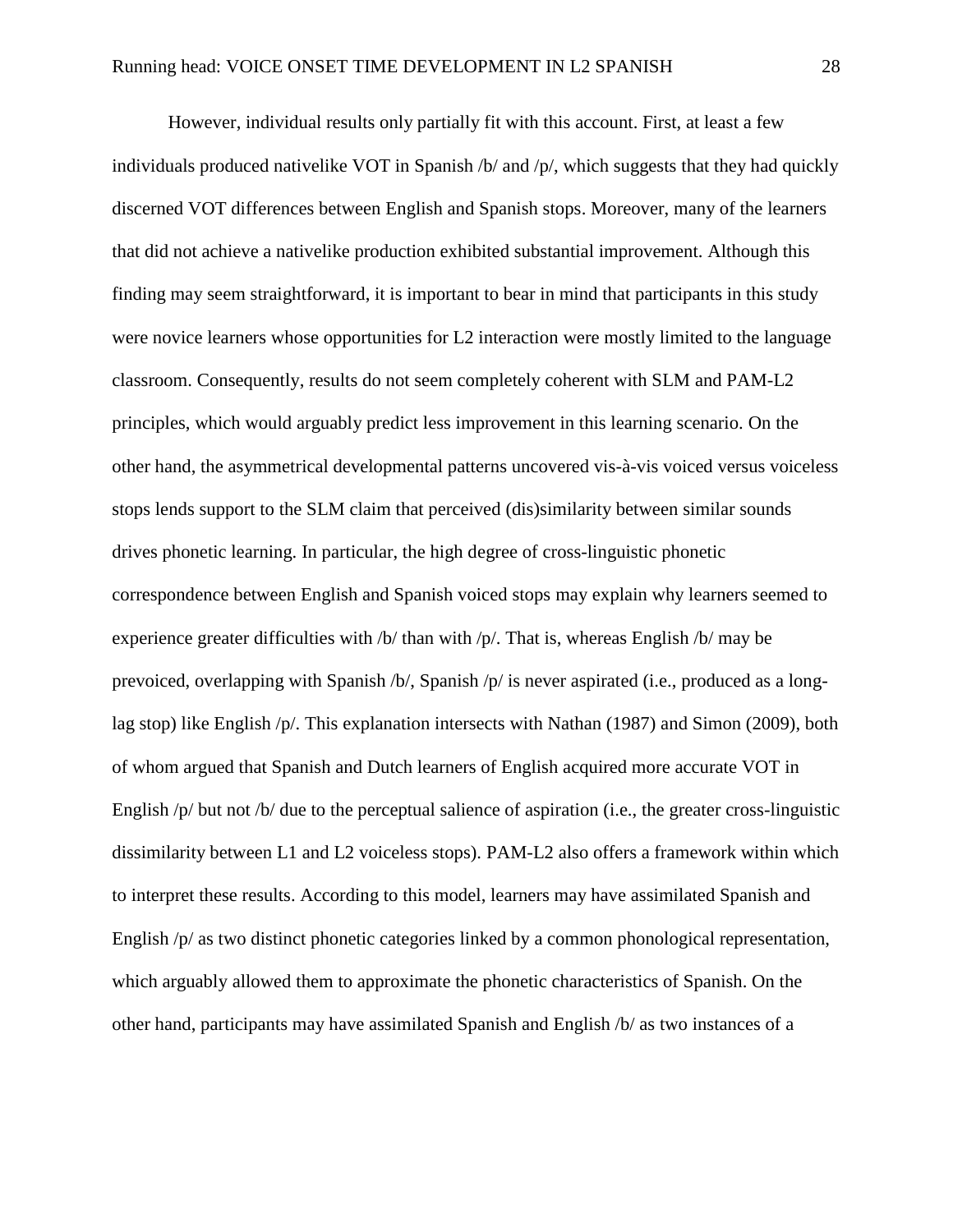However, individual results only partially fit with this account. First, at least a few individuals produced nativelike VOT in Spanish /b/ and /p/, which suggests that they had quickly discerned VOT differences between English and Spanish stops. Moreover, many of the learners that did not achieve a nativelike production exhibited substantial improvement. Although this finding may seem straightforward, it is important to bear in mind that participants in this study were novice learners whose opportunities for L2 interaction were mostly limited to the language classroom. Consequently, results do not seem completely coherent with SLM and PAM-L2 principles, which would arguably predict less improvement in this learning scenario. On the other hand, the asymmetrical developmental patterns uncovered vis-à-vis voiced versus voiceless stops lends support to the SLM claim that perceived (dis)similarity between similar sounds drives phonetic learning. In particular, the high degree of cross-linguistic phonetic correspondence between English and Spanish voiced stops may explain why learners seemed to experience greater difficulties with /b/ than with /p/. That is, whereas English /b/ may be prevoiced, overlapping with Spanish /b/, Spanish /p/ is never aspirated (i.e., produced as a long-lag stop) like English /p/. This explanation intersects with Nathan (1987) and Simon (2009), both of whom argued that Spanish and Dutch learners of English acquired more accurate VOT in English /p/ but not /b/ due to the perceptual salience of aspiration (i.e., the greater cross-linguistic dissimilarity between L1 and L2 voiceless stops). PAM-L2 also offers a framework within which to interpret these results. According to this model, learners may have assimilated Spanish and English /p/ as two distinct phonetic categories linked by a common phonological representation, which arguably allowed them to approximate the phonetic characteristics of Spanish. On the other hand, participants may have assimilated Spanish and English /b/ as two instances of a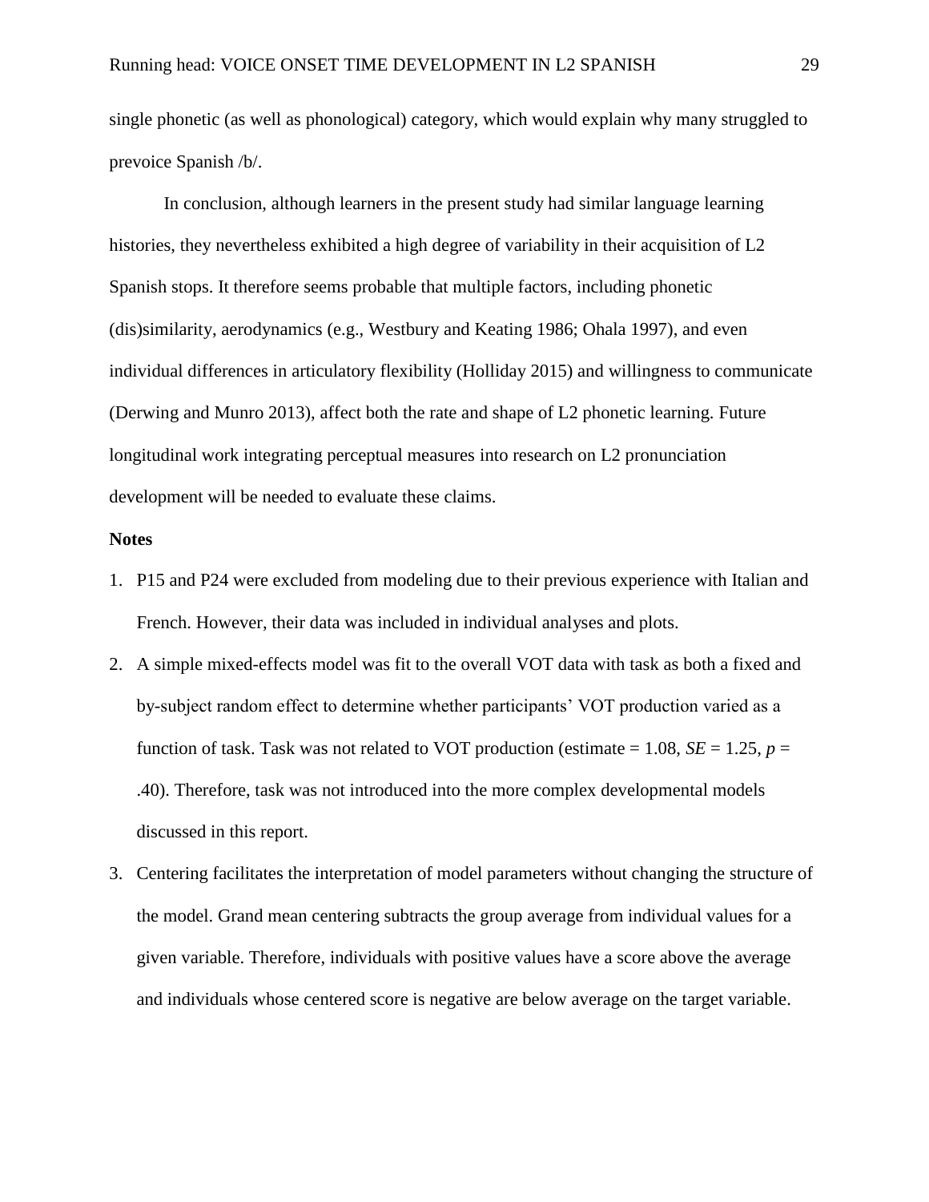single phonetic (as well as phonological) category, which would explain why many struggled to prevoice Spanish /b/.

In conclusion, although learners in the present study had similar language learning histories, they nevertheless exhibited a high degree of variability in their acquisition of L2 Spanish stops. It therefore seems probable that multiple factors, including phonetic (dis)similarity, aerodynamics (e.g., Westbury and Keating 1986; Ohala 1997), and even individual differences in articulatory flexibility (Holliday 2015) and willingness to communicate (Derwing and Munro 2013), affect both the rate and shape of L2 phonetic learning. Future longitudinal work integrating perceptual measures into research on L2 pronunciation development will be needed to evaluate these claims.

**Notes**

1. P15 and P24 were excluded from modeling due to their previous experience with Italian and French. However, their data was included in individual analyses and plots.
2. A simple mixed-effects model was fit to the overall VOT data with task as both a fixed and by-subject random effect to determine whether participants' VOT production varied as a function of task. Task was not related to VOT production (estimate = 1.08, $SE$ = 1.25, $p$ = .40). Therefore, task was not introduced into the more complex developmental models discussed in this report.
3. Centering facilitates the interpretation of model parameters without changing the structure of the model. Grand mean centering subtracts the group average from individual values for a given variable. Therefore, individuals with positive values have a score above the average and individuals whose centered score is negative are below average on the target variable.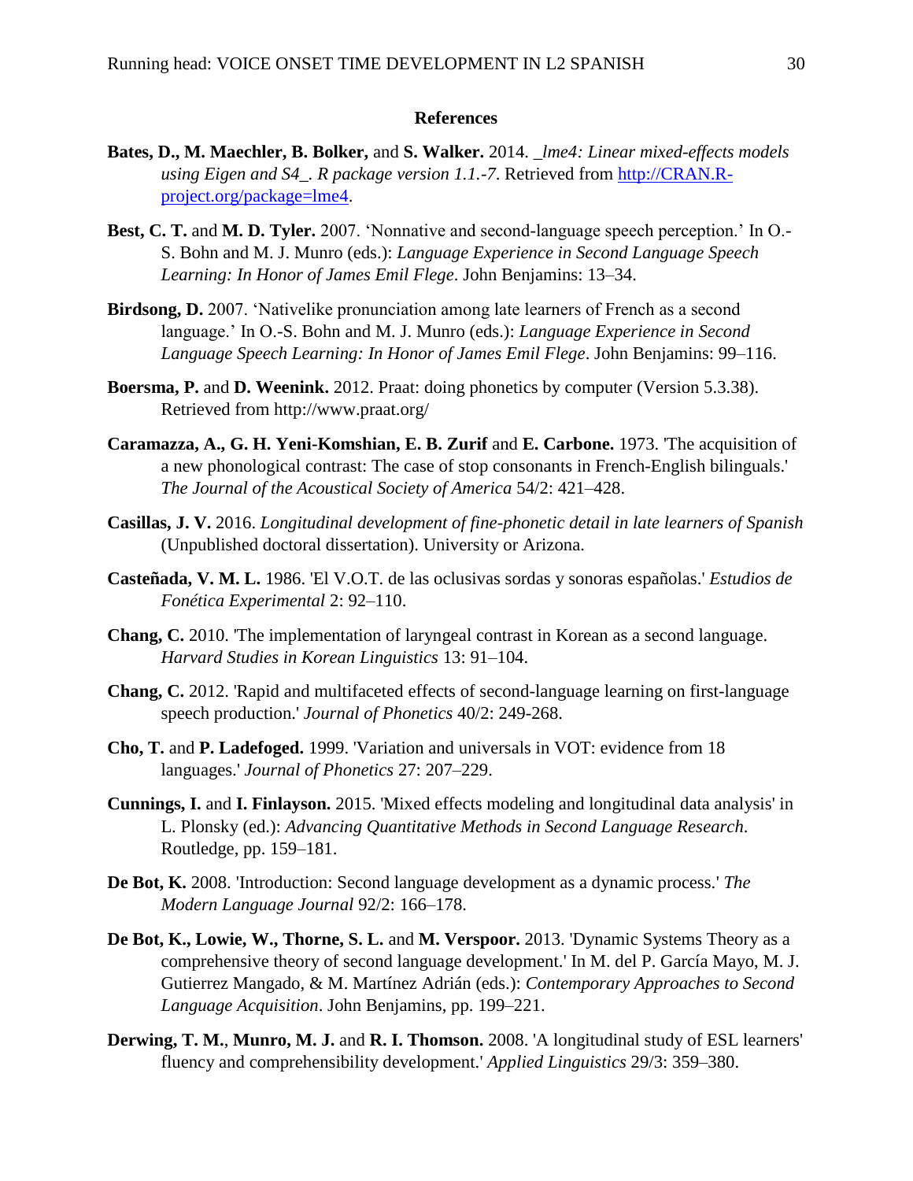**References**

**Bates, D., M. Maechler, B. Bolker,** and **S. Walker.** 2014. _*lme4: Linear mixed-effects models using Eigen and S4_. R package version 1.1.-7*. Retrieved from http://CRAN.R-project.org/package=lme4.

**Best, C. T.** and **M. D. Tyler.** 2007. 'Nonnative and second-language speech perception.' In O.-S. Bohn and M. J. Munro (eds.): *Language Experience in Second Language Speech Learning: In Honor of James Emil Flege*. John Benjamins: 13–34.

**Birdsong, D.** 2007. 'Nativelike pronunciation among late learners of French as a second language.' In O.-S. Bohn and M. J. Munro (eds.): *Language Experience in Second Language Speech Learning: In Honor of James Emil Flege*. John Benjamins: 99–116.

**Boersma, P.** and **D. Weenink.** 2012. Praat: doing phonetics by computer (Version 5.3.38). Retrieved from http://www.praat.org/

**Caramazza, A., G. H. Yeni-Komshian, E. B. Zurif** and **E. Carbone.** 1973. 'The acquisition of a new phonological contrast: The case of stop consonants in French-English bilinguals.' *The Journal of the Acoustical Society of America* 54/2: 421–428.

**Casillas, J. V.** 2016. *Longitudinal development of fine-phonetic detail in late learners of Spanish* (Unpublished doctoral dissertation). University or Arizona.

**Casteñada, V. M. L.** 1986. 'El V.O.T. de las oclusivas sordas y sonoras españolas.' *Estudios de Fonética Experimental* 2: 92–110.

**Chang, C.** 2010. 'The implementation of laryngeal contrast in Korean as a second language. *Harvard Studies in Korean Linguistics* 13: 91–104.

**Chang, C.** 2012. 'Rapid and multifaceted effects of second-language learning on first-language speech production.' *Journal of Phonetics* 40/2: 249-268.

**Cho, T.** and **P. Ladefoged.** 1999. 'Variation and universals in VOT: evidence from 18 languages.' *Journal of Phonetics* 27: 207–229.

**Cunnings, I.** and **I. Finlayson.** 2015. 'Mixed effects modeling and longitudinal data analysis' in L. Plonsky (ed.): *Advancing Quantitative Methods in Second Language Research*. Routledge, pp. 159–181.

**De Bot, K.** 2008. 'Introduction: Second language development as a dynamic process.' *The Modern Language Journal* 92/2: 166–178.

**De Bot, K., Lowie, W., Thorne, S. L.** and **M. Verspoor.** 2013. 'Dynamic Systems Theory as a comprehensive theory of second language development.' In M. del P. García Mayo, M. J. Gutierrez Mangado, & M. Martínez Adrián (eds.): *Contemporary Approaches to Second Language Acquisition*. John Benjamins, pp. 199–221.

**Derwing, T. M.**, **Munro, M. J.** and **R. I. Thomson.** 2008. 'A longitudinal study of ESL learners' fluency and comprehensibility development.' *Applied Linguistics* 29/3: 359–380.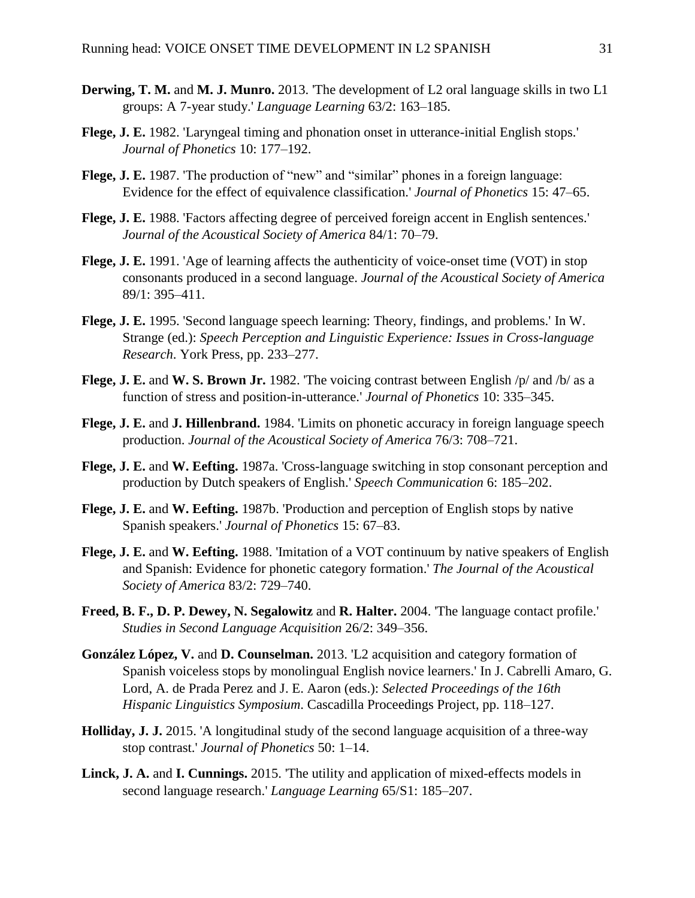**Derwing, T. M.** and **M. J. Munro.** 2013. 'The development of L2 oral language skills in two L1 groups: A 7-year study.' *Language Learning* 63/2: 163–185.

**Flege, J. E.** 1982. 'Laryngeal timing and phonation onset in utterance-initial English stops.' *Journal of Phonetics* 10: 177–192.

**Flege, J. E.** 1987. 'The production of "new" and "similar" phones in a foreign language: Evidence for the effect of equivalence classification.' *Journal of Phonetics* 15: 47–65.

**Flege, J. E.** 1988. 'Factors affecting degree of perceived foreign accent in English sentences.' *Journal of the Acoustical Society of America* 84/1: 70–79.

**Flege, J. E.** 1991. 'Age of learning affects the authenticity of voice-onset time (VOT) in stop consonants produced in a second language. *Journal of the Acoustical Society of America* 89/1: 395–411.

**Flege, J. E.** 1995. 'Second language speech learning: Theory, findings, and problems.' In W. Strange (ed.): *Speech Perception and Linguistic Experience: Issues in Cross-language Research*. York Press, pp. 233–277.

**Flege, J. E.** and **W. S. Brown Jr.** 1982. 'The voicing contrast between English /p/ and /b/ as a function of stress and position-in-utterance.' *Journal of Phonetics* 10: 335–345.

**Flege, J. E.** and **J. Hillenbrand.** 1984. 'Limits on phonetic accuracy in foreign language speech production. *Journal of the Acoustical Society of America* 76/3: 708–721.

**Flege, J. E.** and **W. Eefting.** 1987a. 'Cross-language switching in stop consonant perception and production by Dutch speakers of English.' *Speech Communication* 6: 185–202.

**Flege, J. E.** and **W. Eefting.** 1987b. 'Production and perception of English stops by native Spanish speakers.' *Journal of Phonetics* 15: 67–83.

**Flege, J. E.** and **W. Eefting.** 1988. 'Imitation of a VOT continuum by native speakers of English and Spanish: Evidence for phonetic category formation.' *The Journal of the Acoustical Society of America* 83/2: 729–740.

**Freed, B. F., D. P. Dewey, N. Segalowitz** and **R. Halter.** 2004. 'The language contact profile.' *Studies in Second Language Acquisition* 26/2: 349–356.

**González López, V.** and **D. Counselman.** 2013. 'L2 acquisition and category formation of Spanish voiceless stops by monolingual English novice learners.' In J. Cabrelli Amaro, G. Lord, A. de Prada Perez and J. E. Aaron (eds.): *Selected Proceedings of the 16th Hispanic Linguistics Symposium*. Cascadilla Proceedings Project, pp. 118–127.

**Holliday, J. J.** 2015. 'A longitudinal study of the second language acquisition of a three-way stop contrast.' *Journal of Phonetics* 50: 1–14.

**Linck, J. A.** and **I. Cunnings.** 2015. 'The utility and application of mixed-effects models in second language research.' *Language Learning* 65/S1: 185–207.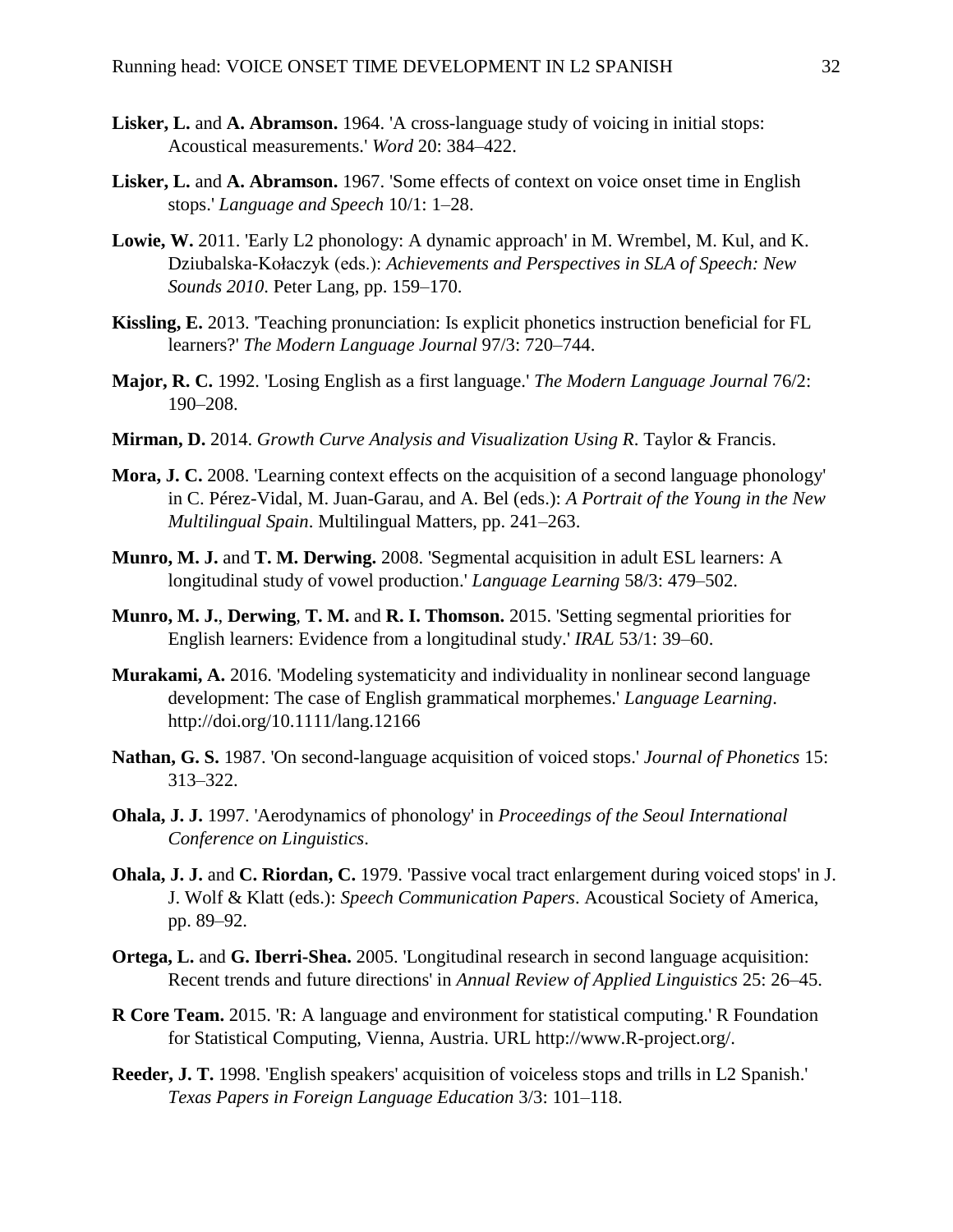**Lisker, L.** and **A. Abramson.** 1964. 'A cross-language study of voicing in initial stops: Acoustical measurements.' *Word* 20: 384–422.

**Lisker, L.** and **A. Abramson.** 1967. 'Some effects of context on voice onset time in English stops.' *Language and Speech* 10/1: 1–28.

**Lowie, W.** 2011. 'Early L2 phonology: A dynamic approach' in M. Wrembel, M. Kul, and K. Dziubalska-Kołaczyk (eds.): *Achievements and Perspectives in SLA of Speech: New Sounds 2010*. Peter Lang, pp. 159–170.

**Kissling, E.** 2013. 'Teaching pronunciation: Is explicit phonetics instruction beneficial for FL learners?' *The Modern Language Journal* 97/3: 720–744.

**Major, R. C.** 1992. 'Losing English as a first language.' *The Modern Language Journal* 76/2: 190–208.

**Mirman, D.** 2014. *Growth Curve Analysis and Visualization Using R*. Taylor & Francis.

**Mora, J. C.** 2008. 'Learning context effects on the acquisition of a second language phonology' in C. Pérez-Vidal, M. Juan-Garau, and A. Bel (eds.): *A Portrait of the Young in the New Multilingual Spain*. Multilingual Matters, pp. 241–263.

**Munro, M. J.** and **T. M. Derwing.** 2008. 'Segmental acquisition in adult ESL learners: A longitudinal study of vowel production.' *Language Learning* 58/3: 479–502.

**Munro, M. J.**, **Derwing**, **T. M.** and **R. I. Thomson.** 2015. 'Setting segmental priorities for English learners: Evidence from a longitudinal study.' *IRAL* 53/1: 39–60.

**Murakami, A.** 2016. 'Modeling systematicity and individuality in nonlinear second language development: The case of English grammatical morphemes.' *Language Learning*. http://doi.org/10.1111/lang.12166

**Nathan, G. S.** 1987. 'On second-language acquisition of voiced stops.' *Journal of Phonetics* 15: 313–322.

**Ohala, J. J.** 1997. 'Aerodynamics of phonology' in *Proceedings of the Seoul International Conference on Linguistics*.

**Ohala, J. J.** and **C. Riordan, C.** 1979. 'Passive vocal tract enlargement during voiced stops' in J. J. Wolf & Klatt (eds.): *Speech Communication Papers*. Acoustical Society of America, pp. 89–92.

**Ortega, L.** and **G. Iberri-Shea.** 2005. 'Longitudinal research in second language acquisition: Recent trends and future directions' in *Annual Review of Applied Linguistics* 25: 26–45.

**R Core Team.** 2015. 'R: A language and environment for statistical computing.' R Foundation for Statistical Computing, Vienna, Austria. URL http://www.R-project.org/.

**Reeder, J. T.** 1998. 'English speakers' acquisition of voiceless stops and trills in L2 Spanish.' *Texas Papers in Foreign Language Education* 3/3: 101–118.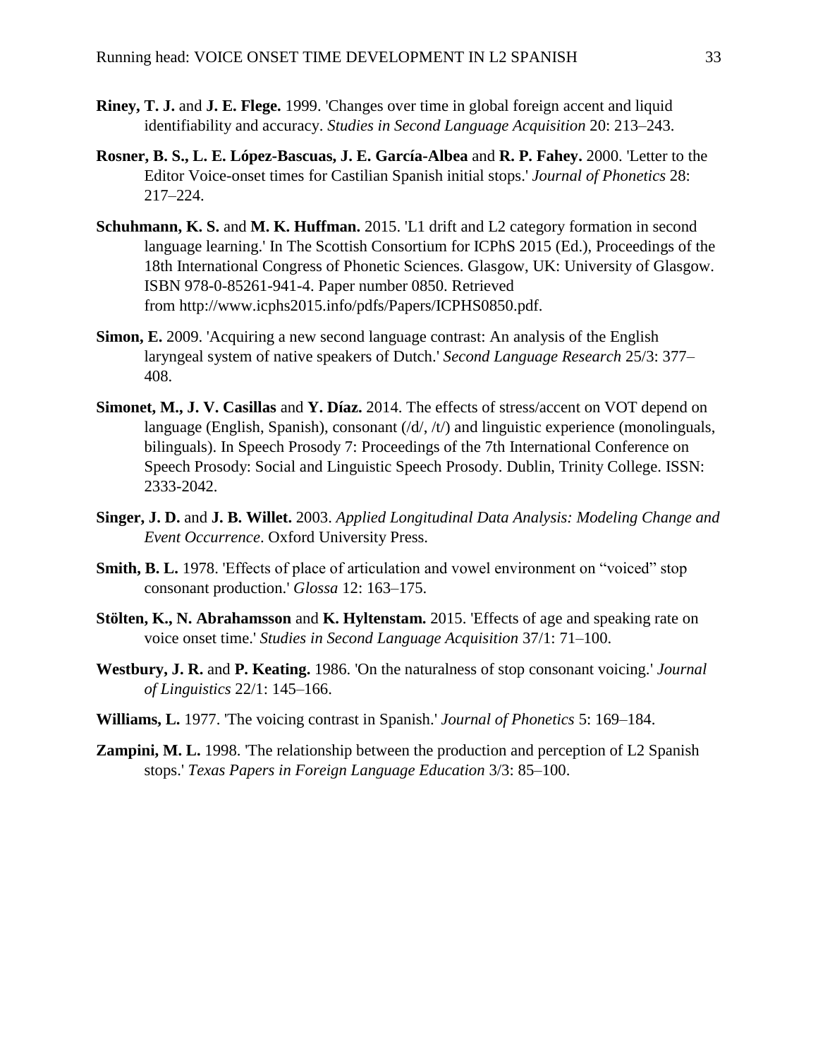**Riney, T. J.** and **J. E. Flege.** 1999. 'Changes over time in global foreign accent and liquid identifiability and accuracy. *Studies in Second Language Acquisition* 20: 213–243.

**Rosner, B. S., L. E. López-Bascuas, J. E. García-Albea** and **R. P. Fahey.** 2000. 'Letter to the Editor Voice-onset times for Castilian Spanish initial stops.' *Journal of Phonetics* 28: 217–224.

**Schuhmann, K. S.** and **M. K. Huffman.** 2015. 'L1 drift and L2 category formation in second language learning.' In The Scottish Consortium for ICPhS 2015 (Ed.), Proceedings of the 18th International Congress of Phonetic Sciences. Glasgow, UK: University of Glasgow. ISBN 978-0-85261-941-4. Paper number 0850. Retrieved from http://www.icphs2015.info/pdfs/Papers/ICPHS0850.pdf.

**Simon, E.** 2009. 'Acquiring a new second language contrast: An analysis of the English laryngeal system of native speakers of Dutch.' *Second Language Research* 25/3: 377–408.

**Simonet, M., J. V. Casillas** and **Y. Díaz.** 2014. The effects of stress/accent on VOT depend on language (English, Spanish), consonant (/d/, /t/) and linguistic experience (monolinguals, bilinguals). In Speech Prosody 7: Proceedings of the 7th International Conference on Speech Prosody: Social and Linguistic Speech Prosody. Dublin, Trinity College. ISSN: 2333-2042.

**Singer, J. D.** and **J. B. Willet.** 2003. *Applied Longitudinal Data Analysis: Modeling Change and Event Occurrence*. Oxford University Press.

**Smith, B. L.** 1978. 'Effects of place of articulation and vowel environment on "voiced" stop consonant production.' *Glossa* 12: 163–175.

**Stölten, K., N. Abrahamsson** and **K. Hyltenstam.** 2015. 'Effects of age and speaking rate on voice onset time.' *Studies in Second Language Acquisition* 37/1: 71–100.

**Westbury, J. R.** and **P. Keating.** 1986. 'On the naturalness of stop consonant voicing.' *Journal of Linguistics* 22/1: 145–166.

**Williams, L.** 1977. 'The voicing contrast in Spanish.' *Journal of Phonetics* 5: 169–184.

**Zampini, M. L.** 1998. 'The relationship between the production and perception of L2 Spanish stops.' *Texas Papers in Foreign Language Education* 3/3: 85–100.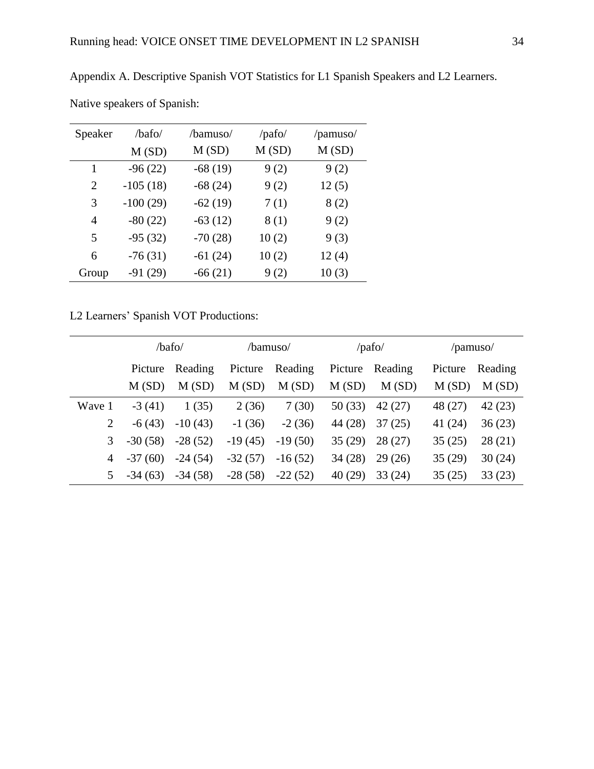Appendix A. Descriptive Spanish VOT Statistics for L1 Spanish Speakers and L2 Learners.

Native speakers of Spanish:

| Speaker | /bafo/ M (SD) | /bamuso/ M (SD) | /pafo/ M (SD) | /pamuso/ M (SD) |
|---|---|---|---|---|
| 1 | -96 (22) | -68 (19) | 9 (2) | 9 (2) |
| 2 | -105 (18) | -68 (24) | 9 (2) | 12 (5) |
| 3 | -100 (29) | -62 (19) | 7 (1) | 8 (2) |
| 4 | -80 (22) | -63 (12) | 8 (1) | 9 (2) |
| 5 | -95 (32) | -70 (28) | 10 (2) | 9 (3) |
| 6 | -76 (31) | -61 (24) | 10 (2) | 12 (4) |
| Group | -91 (29) | -66 (21) | 9 (2) | 10 (3) |

L2 Learners' Spanish VOT Productions:

| | /bafo/ | | /bamuso/ | | /pafo/ | | /pamuso/ | |
|---|---|---|---|---|---|---|---|---|
| | Picture M (SD) | Reading M (SD) | Picture M (SD) | Reading M (SD) | Picture M (SD) | Reading M (SD) | Picture M (SD) | Reading M (SD) |
| Wave 1 | -3 (41) | 1 (35) | 2 (36) | 7 (30) | 50 (33) | 42 (27) | 48 (27) | 42 (23) |
| 2 | -6 (43) | -10 (43) | -1 (36) | -2 (36) | 44 (28) | 37 (25) | 41 (24) | 36 (23) |
| 3 | -30 (58) | -28 (52) | -19 (45) | -19 (50) | 35 (29) | 28 (27) | 35 (25) | 28 (21) |
| 4 | -37 (60) | -24 (54) | -32 (57) | -16 (52) | 34 (28) | 29 (26) | 35 (29) | 30 (24) |
| 5 | -34 (63) | -34 (58) | -28 (58) | -22 (52) | 40 (29) | 33 (24) | 35 (25) | 33 (23) |